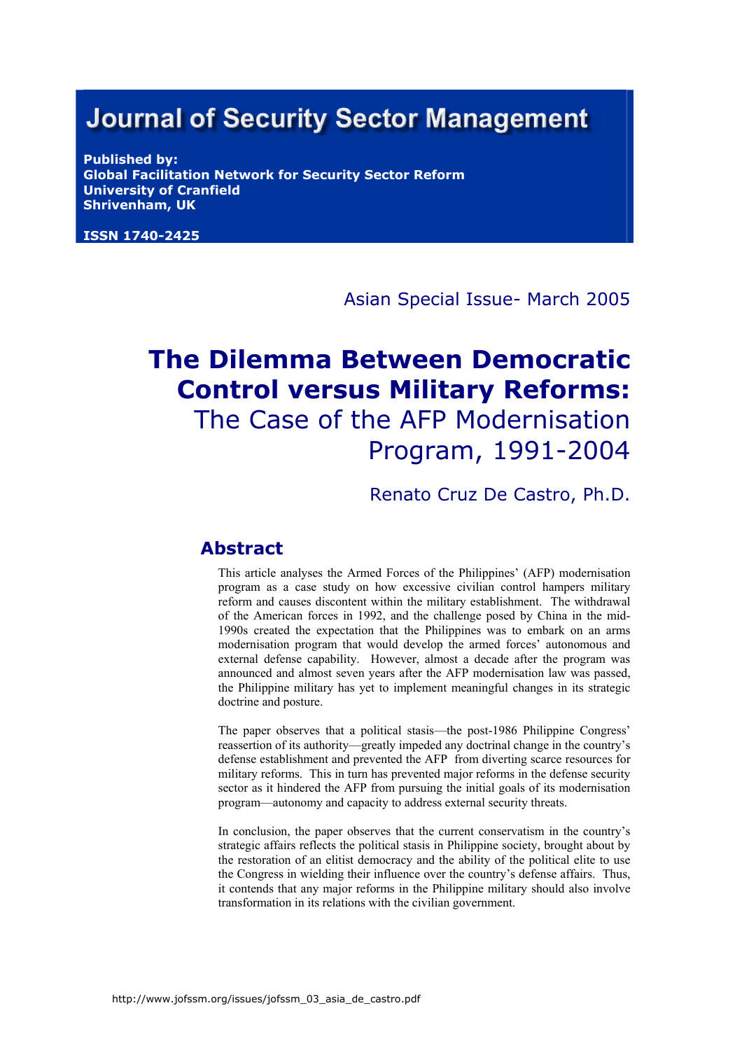# Journal of Security Sector Management

**Published by:**
**Global Facilitation Network for Security Sector Reform**
**University of Cranfield**
**Shrivenham, UK**

**ISSN 1740-2425**

Asian Special Issue- March 2005

# The Dilemma Between Democratic Control versus Military Reforms: The Case of the AFP Modernisation Program, 1991-2004

Renato Cruz De Castro, Ph.D.

## Abstract

This article analyses the Armed Forces of the Philippines' (AFP) modernisation program as a case study on how excessive civilian control hampers military reform and causes discontent within the military establishment. The withdrawal of the American forces in 1992, and the challenge posed by China in the mid-1990s created the expectation that the Philippines was to embark on an arms modernisation program that would develop the armed forces' autonomous and external defense capability. However, almost a decade after the program was announced and almost seven years after the AFP modernisation law was passed, the Philippine military has yet to implement meaningful changes in its strategic doctrine and posture.

The paper observes that a political stasis—the post-1986 Philippine Congress' reassertion of its authority—greatly impeded any doctrinal change in the country's defense establishment and prevented the AFP from diverting scarce resources for military reforms. This in turn has prevented major reforms in the defense security sector as it hindered the AFP from pursuing the initial goals of its modernisation program—autonomy and capacity to address external security threats.

In conclusion, the paper observes that the current conservatism in the country's strategic affairs reflects the political stasis in Philippine society, brought about by the restoration of an elitist democracy and the ability of the political elite to use the Congress in wielding their influence over the country's defense affairs. Thus, it contends that any major reforms in the Philippine military should also involve transformation in its relations with the civilian government.

http://www.jofssm.org/issues/jofssm_03_asia_de_castro.pdf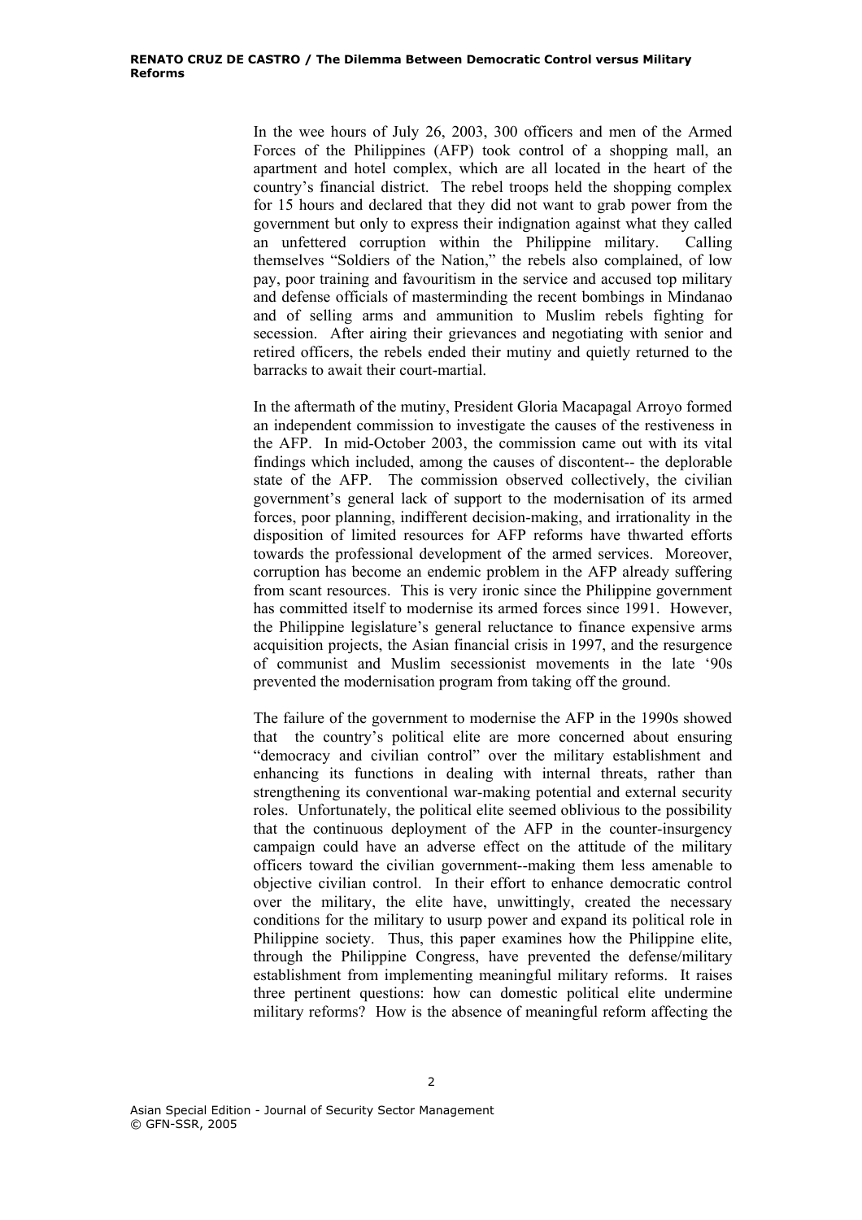In the wee hours of July 26, 2003, 300 officers and men of the Armed Forces of the Philippines (AFP) took control of a shopping mall, an apartment and hotel complex, which are all located in the heart of the country's financial district. The rebel troops held the shopping complex for 15 hours and declared that they did not want to grab power from the government but only to express their indignation against what they called an unfettered corruption within the Philippine military. Calling themselves "Soldiers of the Nation," the rebels also complained, of low pay, poor training and favouritism in the service and accused top military and defense officials of masterminding the recent bombings in Mindanao and of selling arms and ammunition to Muslim rebels fighting for secession. After airing their grievances and negotiating with senior and retired officers, the rebels ended their mutiny and quietly returned to the barracks to await their court-martial.

In the aftermath of the mutiny, President Gloria Macapagal Arroyo formed an independent commission to investigate the causes of the restiveness in the AFP. In mid-October 2003, the commission came out with its vital findings which included, among the causes of discontent-- the deplorable state of the AFP. The commission observed collectively, the civilian government's general lack of support to the modernisation of its armed forces, poor planning, indifferent decision-making, and irrationality in the disposition of limited resources for AFP reforms have thwarted efforts towards the professional development of the armed services. Moreover, corruption has become an endemic problem in the AFP already suffering from scant resources. This is very ironic since the Philippine government has committed itself to modernise its armed forces since 1991. However, the Philippine legislature's general reluctance to finance expensive arms acquisition projects, the Asian financial crisis in 1997, and the resurgence of communist and Muslim secessionist movements in the late '90s prevented the modernisation program from taking off the ground.

The failure of the government to modernise the AFP in the 1990s showed that the country's political elite are more concerned about ensuring "democracy and civilian control" over the military establishment and enhancing its functions in dealing with internal threats, rather than strengthening its conventional war-making potential and external security roles. Unfortunately, the political elite seemed oblivious to the possibility that the continuous deployment of the AFP in the counter-insurgency campaign could have an adverse effect on the attitude of the military officers toward the civilian government--making them less amenable to objective civilian control. In their effort to enhance democratic control over the military, the elite have, unwittingly, created the necessary conditions for the military to usurp power and expand its political role in Philippine society. Thus, this paper examines how the Philippine elite, through the Philippine Congress, have prevented the defense/military establishment from implementing meaningful military reforms. It raises three pertinent questions: how can domestic political elite undermine military reforms? How is the absence of meaningful reform affecting the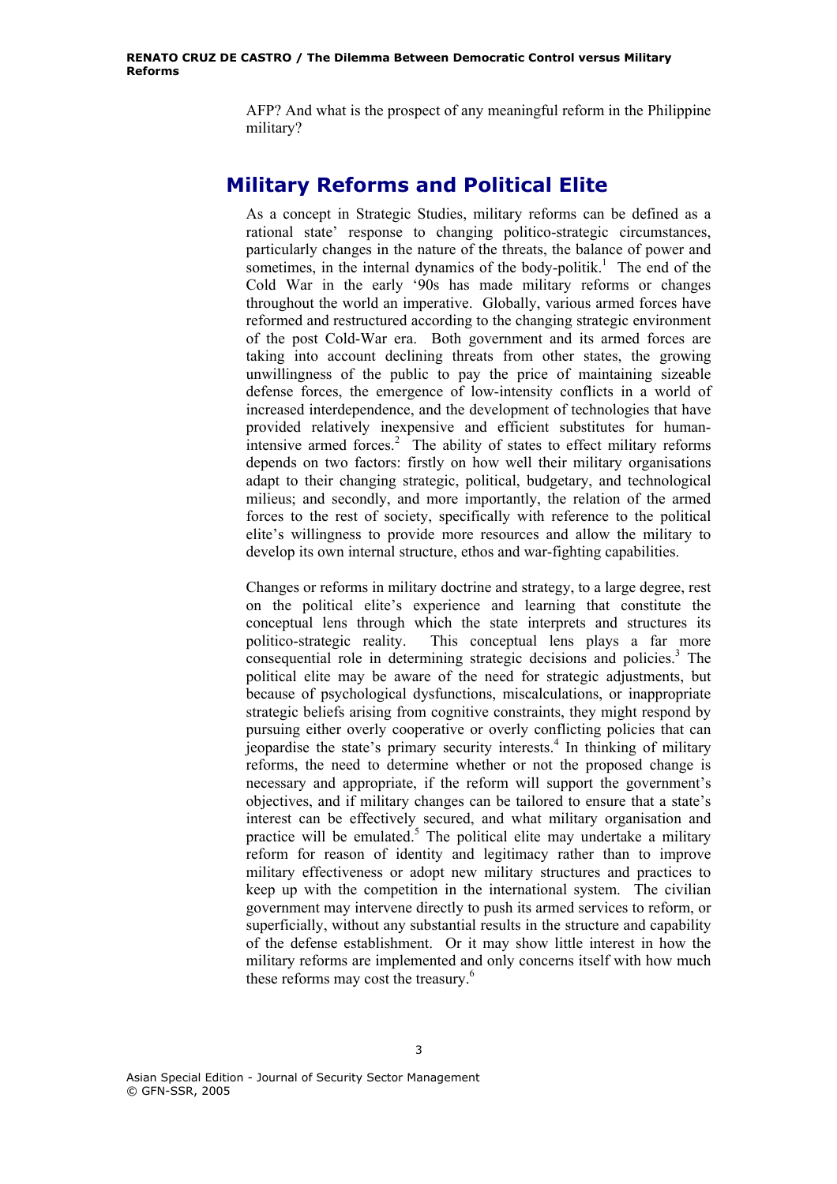AFP? And what is the prospect of any meaningful reform in the Philippine military?

## Military Reforms and Political Elite

As a concept in Strategic Studies, military reforms can be defined as a rational state' response to changing politico-strategic circumstances, particularly changes in the nature of the threats, the balance of power and sometimes, in the internal dynamics of the body-politik.[1] The end of the Cold War in the early '90s has made military reforms or changes throughout the world an imperative. Globally, various armed forces have reformed and restructured according to the changing strategic environment of the post Cold-War era. Both government and its armed forces are taking into account declining threats from other states, the growing unwillingness of the public to pay the price of maintaining sizeable defense forces, the emergence of low-intensity conflicts in a world of increased interdependence, and the development of technologies that have provided relatively inexpensive and efficient substitutes for human-intensive armed forces.[2] The ability of states to effect military reforms depends on two factors: firstly on how well their military organisations adapt to their changing strategic, political, budgetary, and technological milieus; and secondly, and more importantly, the relation of the armed forces to the rest of society, specifically with reference to the political elite's willingness to provide more resources and allow the military to develop its own internal structure, ethos and war-fighting capabilities.

Changes or reforms in military doctrine and strategy, to a large degree, rest on the political elite's experience and learning that constitute the conceptual lens through which the state interprets and structures its politico-strategic reality. This conceptual lens plays a far more consequential role in determining strategic decisions and policies.[3] The political elite may be aware of the need for strategic adjustments, but because of psychological dysfunctions, miscalculations, or inappropriate strategic beliefs arising from cognitive constraints, they might respond by pursuing either overly cooperative or overly conflicting policies that can jeopardise the state's primary security interests.[4] In thinking of military reforms, the need to determine whether or not the proposed change is necessary and appropriate, if the reform will support the government's objectives, and if military changes can be tailored to ensure that a state's interest can be effectively secured, and what military organisation and practice will be emulated.[5] The political elite may undertake a military reform for reason of identity and legitimacy rather than to improve military effectiveness or adopt new military structures and practices to keep up with the competition in the international system. The civilian government may intervene directly to push its armed services to reform, or superficially, without any substantial results in the structure and capability of the defense establishment. Or it may show little interest in how the military reforms are implemented and only concerns itself with how much these reforms may cost the treasury.[6]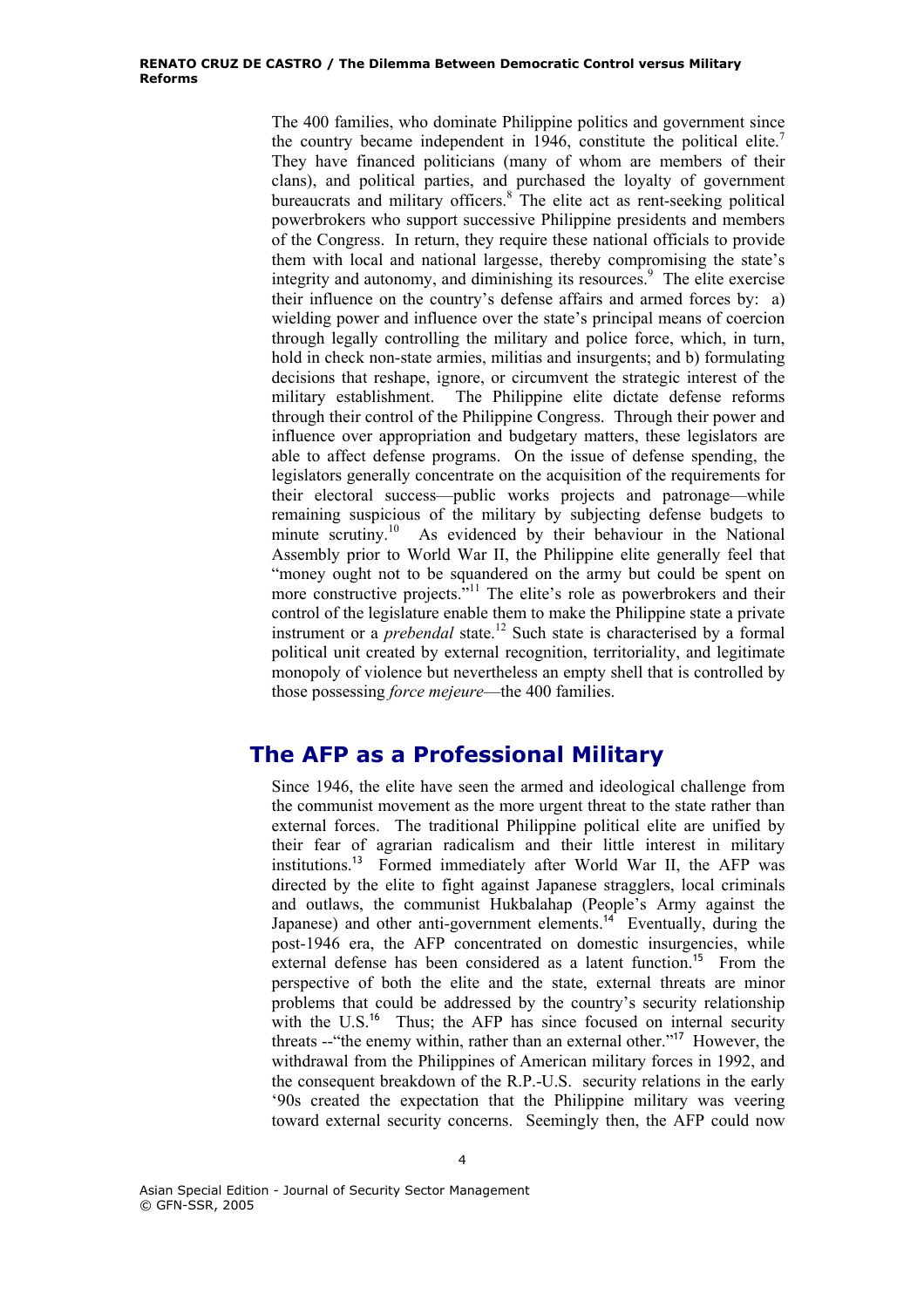The 400 families, who dominate Philippine politics and government since the country became independent in 1946, constitute the political elite.[7] They have financed politicians (many of whom are members of their clans), and political parties, and purchased the loyalty of government bureaucrats and military officers.[8] The elite act as rent-seeking political powerbrokers who support successive Philippine presidents and members of the Congress. In return, they require these national officials to provide them with local and national largesse, thereby compromising the state's integrity and autonomy, and diminishing its resources.[9] The elite exercise their influence on the country's defense affairs and armed forces by: a) wielding power and influence over the state's principal means of coercion through legally controlling the military and police force, which, in turn, hold in check non-state armies, militias and insurgents; and b) formulating decisions that reshape, ignore, or circumvent the strategic interest of the military establishment. The Philippine elite dictate defense reforms through their control of the Philippine Congress. Through their power and influence over appropriation and budgetary matters, these legislators are able to affect defense programs. On the issue of defense spending, the legislators generally concentrate on the acquisition of the requirements for their electoral success—public works projects and patronage—while remaining suspicious of the military by subjecting defense budgets to minute scrutiny.[10] As evidenced by their behaviour in the National Assembly prior to World War II, the Philippine elite generally feel that "money ought not to be squandered on the army but could be spent on more constructive projects."[11] The elite's role as powerbrokers and their control of the legislature enable them to make the Philippine state a private instrument or a *prebendal* state.[12] Such state is characterised by a formal political unit created by external recognition, territoriality, and legitimate monopoly of violence but nevertheless an empty shell that is controlled by those possessing *force mejeure*—the 400 families.

## The AFP as a Professional Military

Since 1946, the elite have seen the armed and ideological challenge from the communist movement as the more urgent threat to the state rather than external forces. The traditional Philippine political elite are unified by their fear of agrarian radicalism and their little interest in military institutions.[13] Formed immediately after World War II, the AFP was directed by the elite to fight against Japanese stragglers, local criminals and outlaws, the communist Hukbalahap (People's Army against the Japanese) and other anti-government elements.[14] Eventually, during the post-1946 era, the AFP concentrated on domestic insurgencies, while external defense has been considered as a latent function.[15] From the perspective of both the elite and the state, external threats are minor problems that could be addressed by the country's security relationship with the U.S.[16] Thus; the AFP has since focused on internal security threats --"the enemy within, rather than an external other."[17] However, the withdrawal from the Philippines of American military forces in 1992, and the consequent breakdown of the R.P.-U.S. security relations in the early '90s created the expectation that the Philippine military was veering toward external security concerns. Seemingly then, the AFP could now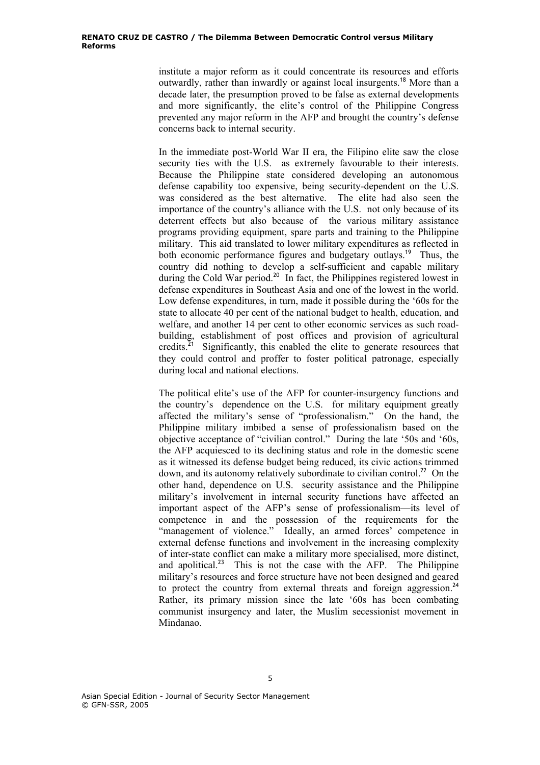institute a major reform as it could concentrate its resources and efforts outwardly, rather than inwardly or against local insurgents.[18] More than a decade later, the presumption proved to be false as external developments and more significantly, the elite's control of the Philippine Congress prevented any major reform in the AFP and brought the country's defense concerns back to internal security.

In the immediate post-World War II era, the Filipino elite saw the close security ties with the U.S. as extremely favourable to their interests. Because the Philippine state considered developing an autonomous defense capability too expensive, being security-dependent on the U.S. was considered as the best alternative. The elite had also seen the importance of the country's alliance with the U.S. not only because of its deterrent effects but also because of the various military assistance programs providing equipment, spare parts and training to the Philippine military. This aid translated to lower military expenditures as reflected in both economic performance figures and budgetary outlays.[19] Thus, the country did nothing to develop a self-sufficient and capable military during the Cold War period.[20] In fact, the Philippines registered lowest in defense expenditures in Southeast Asia and one of the lowest in the world. Low defense expenditures, in turn, made it possible during the '60s for the state to allocate 40 per cent of the national budget to health, education, and welfare, and another 14 per cent to other economic services as such road-building, establishment of post offices and provision of agricultural credits.[21] Significantly, this enabled the elite to generate resources that they could control and proffer to foster political patronage, especially during local and national elections.

The political elite's use of the AFP for counter-insurgency functions and the country's dependence on the U.S. for military equipment greatly affected the military's sense of "professionalism." On the hand, the Philippine military imbibed a sense of professionalism based on the objective acceptance of "civilian control." During the late '50s and '60s, the AFP acquiesced to its declining status and role in the domestic scene as it witnessed its defense budget being reduced, its civic actions trimmed down, and its autonomy relatively subordinate to civilian control.[22] On the other hand, dependence on U.S. security assistance and the Philippine military's involvement in internal security functions have affected an important aspect of the AFP's sense of professionalism—its level of competence in and the possession of the requirements for the "management of violence." Ideally, an armed forces' competence in external defense functions and involvement in the increasing complexity of inter-state conflict can make a military more specialised, more distinct, and apolitical.[23] This is not the case with the AFP. The Philippine military's resources and force structure have not been designed and geared to protect the country from external threats and foreign aggression.[24] Rather, its primary mission since the late '60s has been combating communist insurgency and later, the Muslim secessionist movement in Mindanao.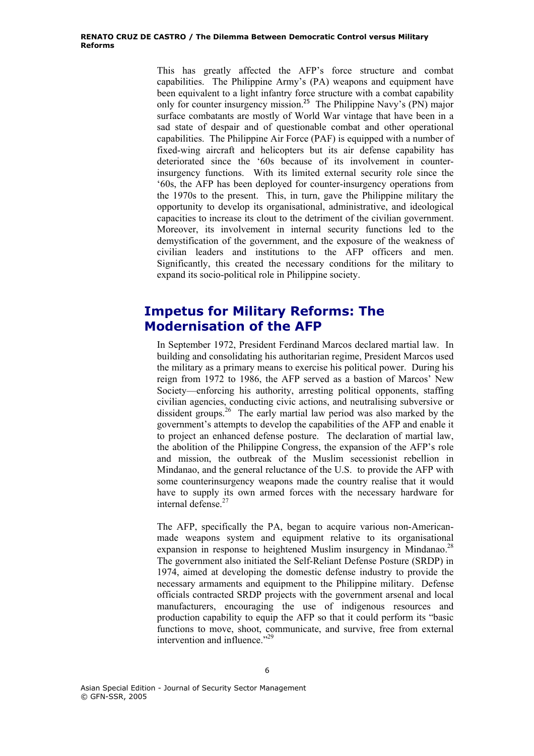This has greatly affected the AFP's force structure and combat capabilities. The Philippine Army's (PA) weapons and equipment have been equivalent to a light infantry force structure with a combat capability only for counter insurgency mission.[25] The Philippine Navy's (PN) major surface combatants are mostly of World War vintage that have been in a sad state of despair and of questionable combat and other operational capabilities. The Philippine Air Force (PAF) is equipped with a number of fixed-wing aircraft and helicopters but its air defense capability has deteriorated since the '60s because of its involvement in counter-insurgency functions. With its limited external security role since the '60s, the AFP has been deployed for counter-insurgency operations from the 1970s to the present. This, in turn, gave the Philippine military the opportunity to develop its organisational, administrative, and ideological capacities to increase its clout to the detriment of the civilian government. Moreover, its involvement in internal security functions led to the demystification of the government, and the exposure of the weakness of civilian leaders and institutions to the AFP officers and men. Significantly, this created the necessary conditions for the military to expand its socio-political role in Philippine society.

## Impetus for Military Reforms: The Modernisation of the AFP

In September 1972, President Ferdinand Marcos declared martial law. In building and consolidating his authoritarian regime, President Marcos used the military as a primary means to exercise his political power. During his reign from 1972 to 1986, the AFP served as a bastion of Marcos' New Society—enforcing his authority, arresting political opponents, staffing civilian agencies, conducting civic actions, and neutralising subversive or dissident groups.[26] The early martial law period was also marked by the government's attempts to develop the capabilities of the AFP and enable it to project an enhanced defense posture. The declaration of martial law, the abolition of the Philippine Congress, the expansion of the AFP's role and mission, the outbreak of the Muslim secessionist rebellion in Mindanao, and the general reluctance of the U.S. to provide the AFP with some counterinsurgency weapons made the country realise that it would have to supply its own armed forces with the necessary hardware for internal defense.[27]

The AFP, specifically the PA, began to acquire various non-American-made weapons system and equipment relative to its organisational expansion in response to heightened Muslim insurgency in Mindanao.[28] The government also initiated the Self-Reliant Defense Posture (SRDP) in 1974, aimed at developing the domestic defense industry to provide the necessary armaments and equipment to the Philippine military. Defense officials contracted SRDP projects with the government arsenal and local manufacturers, encouraging the use of indigenous resources and production capability to equip the AFP so that it could perform its "basic functions to move, shoot, communicate, and survive, free from external intervention and influence."[29]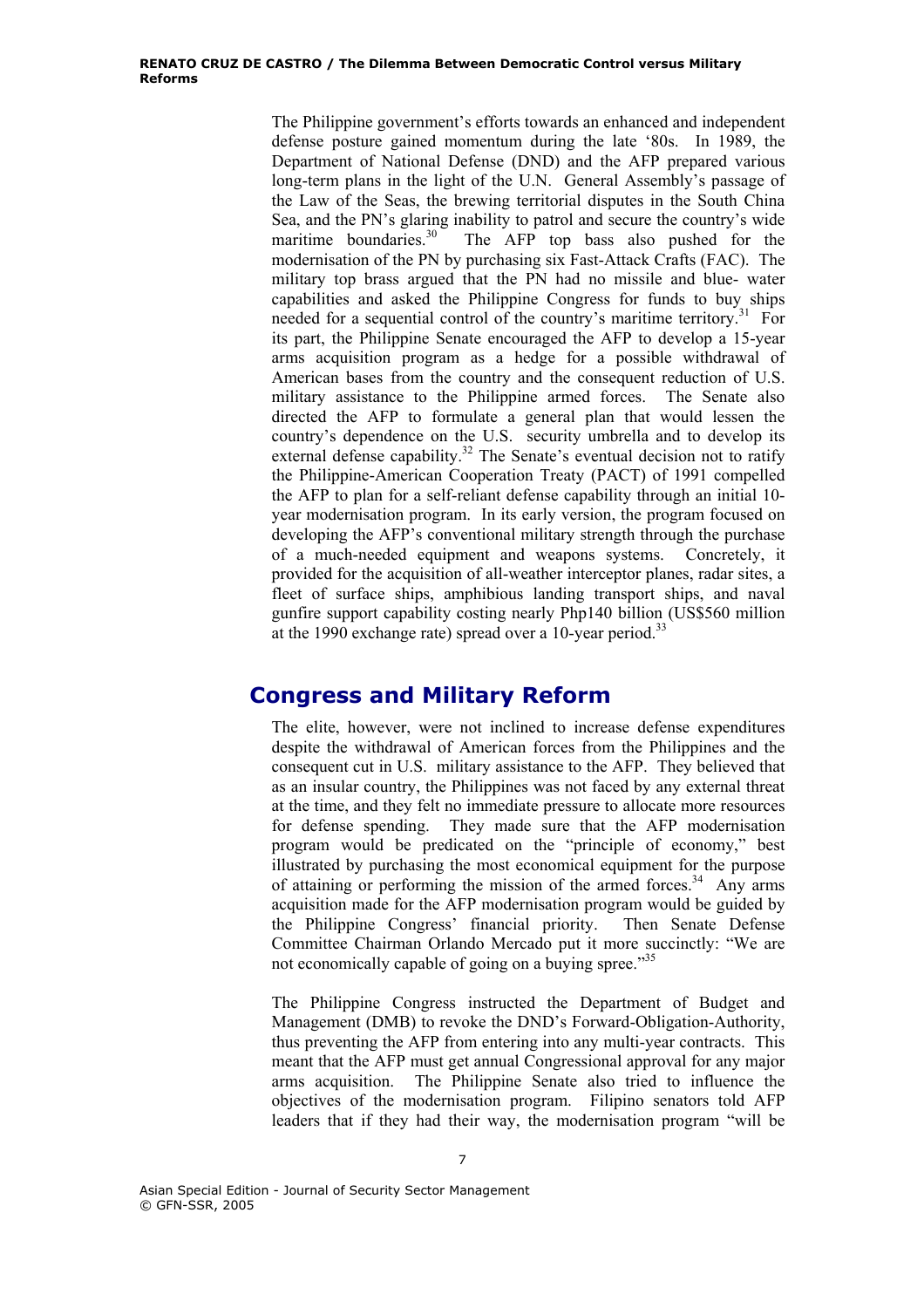The Philippine government's efforts towards an enhanced and independent defense posture gained momentum during the late '80s. In 1989, the Department of National Defense (DND) and the AFP prepared various long-term plans in the light of the U.N. General Assembly's passage of the Law of the Seas, the brewing territorial disputes in the South China Sea, and the PN's glaring inability to patrol and secure the country's wide maritime boundaries.[30] The AFP top bass also pushed for the modernisation of the PN by purchasing six Fast-Attack Crafts (FAC). The military top brass argued that the PN had no missile and blue- water capabilities and asked the Philippine Congress for funds to buy ships needed for a sequential control of the country's maritime territory.[31] For its part, the Philippine Senate encouraged the AFP to develop a 15-year arms acquisition program as a hedge for a possible withdrawal of American bases from the country and the consequent reduction of U.S. military assistance to the Philippine armed forces. The Senate also directed the AFP to formulate a general plan that would lessen the country's dependence on the U.S. security umbrella and to develop its external defense capability.[32] The Senate's eventual decision not to ratify the Philippine-American Cooperation Treaty (PACT) of 1991 compelled the AFP to plan for a self-reliant defense capability through an initial 10-year modernisation program. In its early version, the program focused on developing the AFP's conventional military strength through the purchase of a much-needed equipment and weapons systems. Concretely, it provided for the acquisition of all-weather interceptor planes, radar sites, a fleet of surface ships, amphibious landing transport ships, and naval gunfire support capability costing nearly Php140 billion (US$560 million at the 1990 exchange rate) spread over a 10-year period.[33]

## Congress and Military Reform

The elite, however, were not inclined to increase defense expenditures despite the withdrawal of American forces from the Philippines and the consequent cut in U.S. military assistance to the AFP. They believed that as an insular country, the Philippines was not faced by any external threat at the time, and they felt no immediate pressure to allocate more resources for defense spending. They made sure that the AFP modernisation program would be predicated on the "principle of economy," best illustrated by purchasing the most economical equipment for the purpose of attaining or performing the mission of the armed forces.[34] Any arms acquisition made for the AFP modernisation program would be guided by the Philippine Congress' financial priority. Then Senate Defense Committee Chairman Orlando Mercado put it more succinctly: "We are not economically capable of going on a buying spree."[35]

The Philippine Congress instructed the Department of Budget and Management (DMB) to revoke the DND's Forward-Obligation-Authority, thus preventing the AFP from entering into any multi-year contracts. This meant that the AFP must get annual Congressional approval for any major arms acquisition. The Philippine Senate also tried to influence the objectives of the modernisation program. Filipino senators told AFP leaders that if they had their way, the modernisation program "will be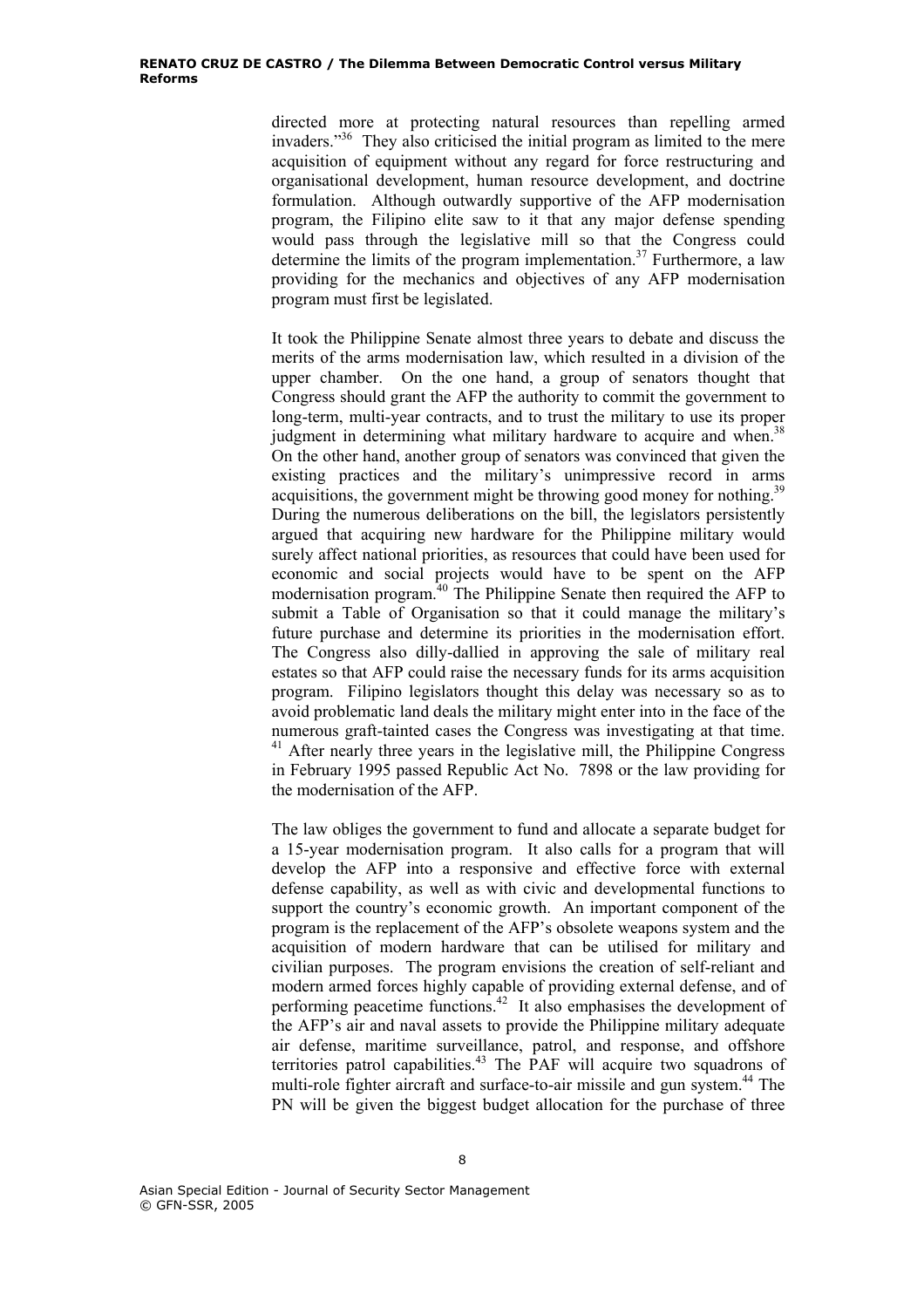directed more at protecting natural resources than repelling armed invaders."[36] They also criticised the initial program as limited to the mere acquisition of equipment without any regard for force restructuring and organisational development, human resource development, and doctrine formulation. Although outwardly supportive of the AFP modernisation program, the Filipino elite saw to it that any major defense spending would pass through the legislative mill so that the Congress could determine the limits of the program implementation.[37] Furthermore, a law providing for the mechanics and objectives of any AFP modernisation program must first be legislated.

It took the Philippine Senate almost three years to debate and discuss the merits of the arms modernisation law, which resulted in a division of the upper chamber. On the one hand, a group of senators thought that Congress should grant the AFP the authority to commit the government to long-term, multi-year contracts, and to trust the military to use its proper judgment in determining what military hardware to acquire and when.[38] On the other hand, another group of senators was convinced that given the existing practices and the military's unimpressive record in arms acquisitions, the government might be throwing good money for nothing.[39] During the numerous deliberations on the bill, the legislators persistently argued that acquiring new hardware for the Philippine military would surely affect national priorities, as resources that could have been used for economic and social projects would have to be spent on the AFP modernisation program.[40] The Philippine Senate then required the AFP to submit a Table of Organisation so that it could manage the military's future purchase and determine its priorities in the modernisation effort. The Congress also dilly-dallied in approving the sale of military real estates so that AFP could raise the necessary funds for its arms acquisition program. Filipino legislators thought this delay was necessary so as to avoid problematic land deals the military might enter into in the face of the numerous graft-tainted cases the Congress was investigating at that time.[41] After nearly three years in the legislative mill, the Philippine Congress in February 1995 passed Republic Act No. 7898 or the law providing for the modernisation of the AFP.

The law obliges the government to fund and allocate a separate budget for a 15-year modernisation program. It also calls for a program that will develop the AFP into a responsive and effective force with external defense capability, as well as with civic and developmental functions to support the country's economic growth. An important component of the program is the replacement of the AFP's obsolete weapons system and the acquisition of modern hardware that can be utilised for military and civilian purposes. The program envisions the creation of self-reliant and modern armed forces highly capable of providing external defense, and of performing peacetime functions.[42] It also emphasises the development of the AFP's air and naval assets to provide the Philippine military adequate air defense, maritime surveillance, patrol, and response, and offshore territories patrol capabilities.[43] The PAF will acquire two squadrons of multi-role fighter aircraft and surface-to-air missile and gun system.[44] The PN will be given the biggest budget allocation for the purchase of three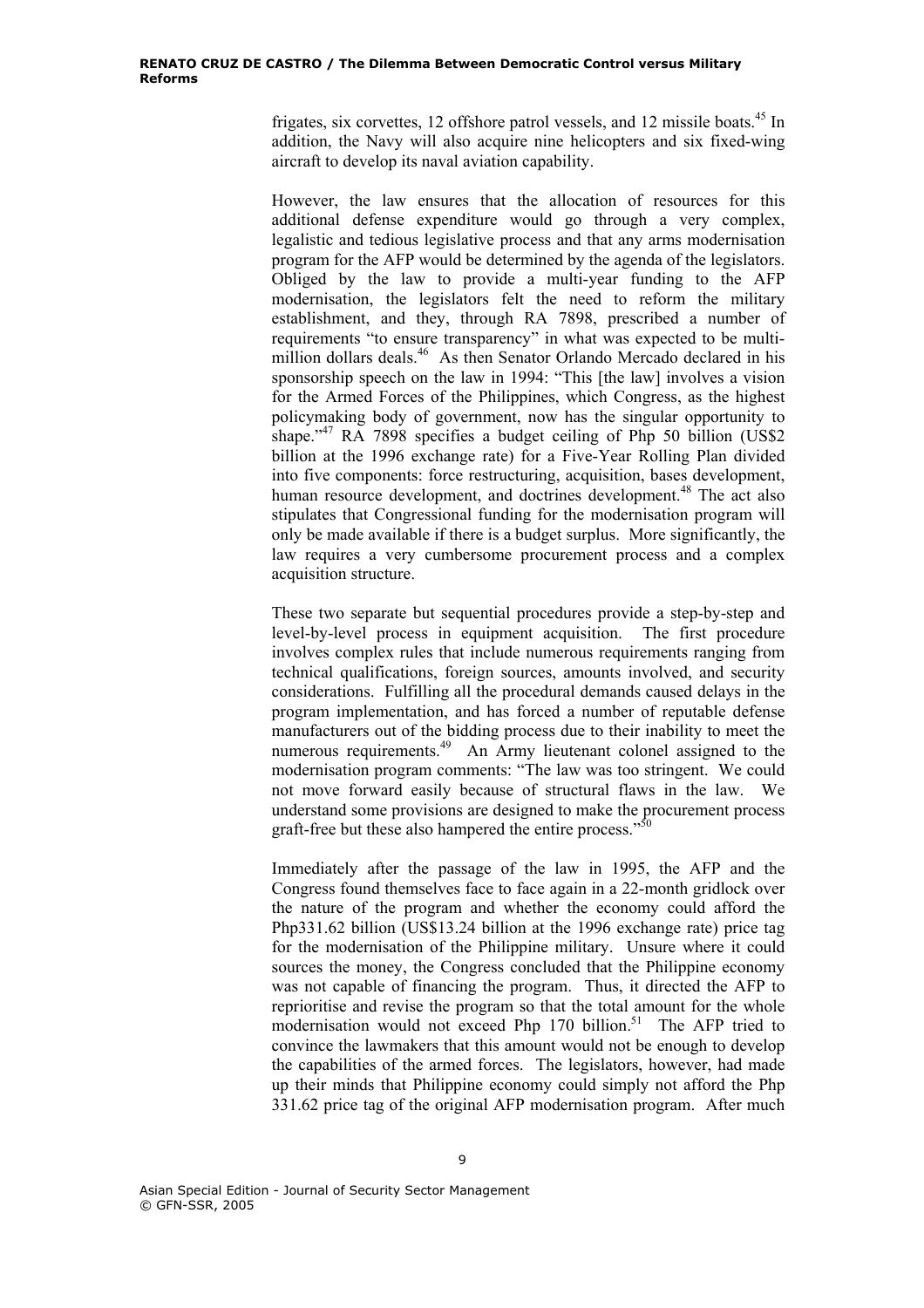frigates, six corvettes, 12 offshore patrol vessels, and 12 missile boats.[45] In addition, the Navy will also acquire nine helicopters and six fixed-wing aircraft to develop its naval aviation capability.

However, the law ensures that the allocation of resources for this additional defense expenditure would go through a very complex, legalistic and tedious legislative process and that any arms modernisation program for the AFP would be determined by the agenda of the legislators. Obliged by the law to provide a multi-year funding to the AFP modernisation, the legislators felt the need to reform the military establishment, and they, through RA 7898, prescribed a number of requirements "to ensure transparency" in what was expected to be multi-million dollars deals.[46] As then Senator Orlando Mercado declared in his sponsorship speech on the law in 1994: "This [the law] involves a vision for the Armed Forces of the Philippines, which Congress, as the highest policymaking body of government, now has the singular opportunity to shape."[47] RA 7898 specifies a budget ceiling of Php 50 billion (US$2 billion at the 1996 exchange rate) for a Five-Year Rolling Plan divided into five components: force restructuring, acquisition, bases development, human resource development, and doctrines development.[48] The act also stipulates that Congressional funding for the modernisation program will only be made available if there is a budget surplus. More significantly, the law requires a very cumbersome procurement process and a complex acquisition structure.

These two separate but sequential procedures provide a step-by-step and level-by-level process in equipment acquisition. The first procedure involves complex rules that include numerous requirements ranging from technical qualifications, foreign sources, amounts involved, and security considerations. Fulfilling all the procedural demands caused delays in the program implementation, and has forced a number of reputable defense manufacturers out of the bidding process due to their inability to meet the numerous requirements.[49] An Army lieutenant colonel assigned to the modernisation program comments: "The law was too stringent. We could not move forward easily because of structural flaws in the law. We understand some provisions are designed to make the procurement process graft-free but these also hampered the entire process."[50]

Immediately after the passage of the law in 1995, the AFP and the Congress found themselves face to face again in a 22-month gridlock over the nature of the program and whether the economy could afford the Php331.62 billion (US$13.24 billion at the 1996 exchange rate) price tag for the modernisation of the Philippine military. Unsure where it could sources the money, the Congress concluded that the Philippine economy was not capable of financing the program. Thus, it directed the AFP to reprioritise and revise the program so that the total amount for the whole modernisation would not exceed Php 170 billion.[51] The AFP tried to convince the lawmakers that this amount would not be enough to develop the capabilities of the armed forces. The legislators, however, had made up their minds that Philippine economy could simply not afford the Php 331.62 price tag of the original AFP modernisation program. After much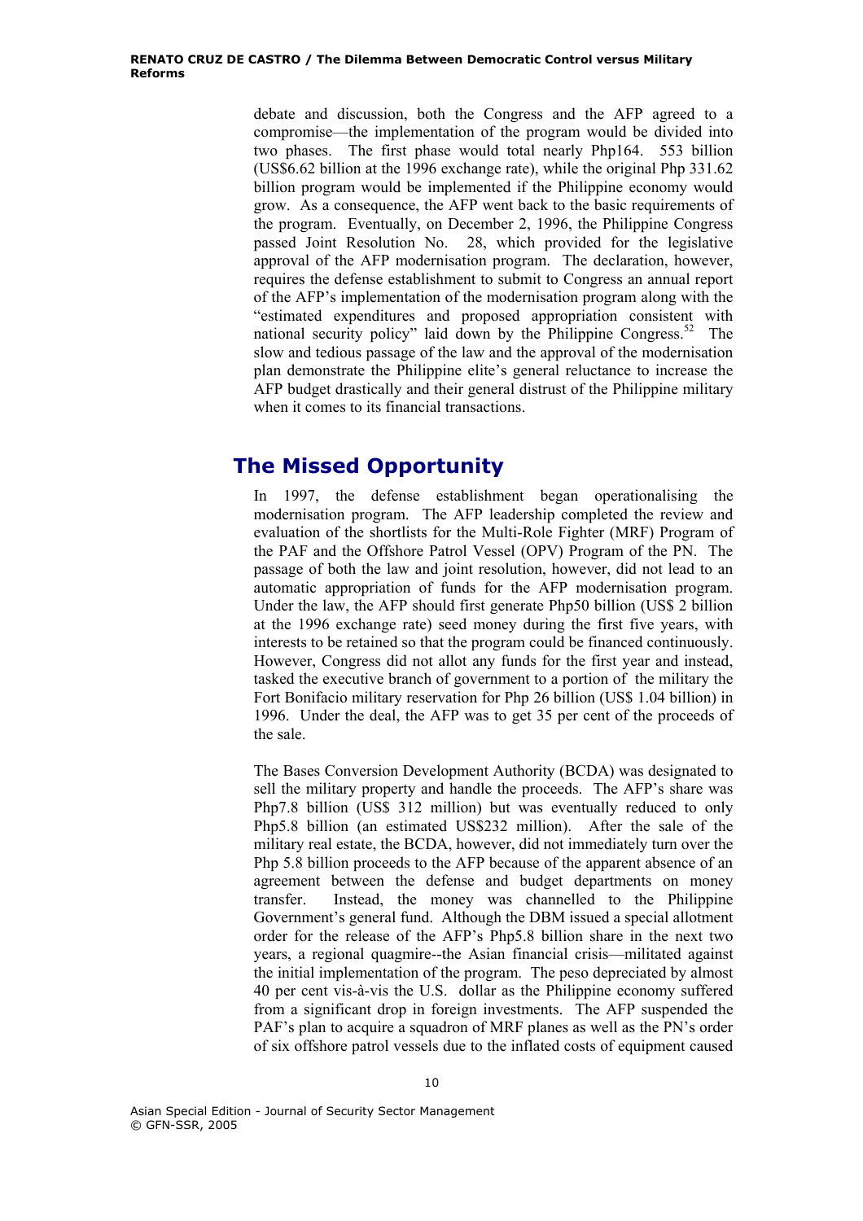debate and discussion, both the Congress and the AFP agreed to a compromise—the implementation of the program would be divided into two phases. The first phase would total nearly Php164. 553 billion (US$6.62 billion at the 1996 exchange rate), while the original Php 331.62 billion program would be implemented if the Philippine economy would grow. As a consequence, the AFP went back to the basic requirements of the program. Eventually, on December 2, 1996, the Philippine Congress passed Joint Resolution No. 28, which provided for the legislative approval of the AFP modernisation program. The declaration, however, requires the defense establishment to submit to Congress an annual report of the AFP's implementation of the modernisation program along with the "estimated expenditures and proposed appropriation consistent with national security policy" laid down by the Philippine Congress.[52] The slow and tedious passage of the law and the approval of the modernisation plan demonstrate the Philippine elite's general reluctance to increase the AFP budget drastically and their general distrust of the Philippine military when it comes to its financial transactions.

## The Missed Opportunity

In 1997, the defense establishment began operationalising the modernisation program. The AFP leadership completed the review and evaluation of the shortlists for the Multi-Role Fighter (MRF) Program of the PAF and the Offshore Patrol Vessel (OPV) Program of the PN. The passage of both the law and joint resolution, however, did not lead to an automatic appropriation of funds for the AFP modernisation program. Under the law, the AFP should first generate Php50 billion (US$ 2 billion at the 1996 exchange rate) seed money during the first five years, with interests to be retained so that the program could be financed continuously. However, Congress did not allot any funds for the first year and instead, tasked the executive branch of government to a portion of the military the Fort Bonifacio military reservation for Php 26 billion (US$ 1.04 billion) in 1996. Under the deal, the AFP was to get 35 per cent of the proceeds of the sale.

The Bases Conversion Development Authority (BCDA) was designated to sell the military property and handle the proceeds. The AFP's share was Php7.8 billion (US$ 312 million) but was eventually reduced to only Php5.8 billion (an estimated US$232 million). After the sale of the military real estate, the BCDA, however, did not immediately turn over the Php 5.8 billion proceeds to the AFP because of the apparent absence of an agreement between the defense and budget departments on money transfer. Instead, the money was channelled to the Philippine Government's general fund. Although the DBM issued a special allotment order for the release of the AFP's Php5.8 billion share in the next two years, a regional quagmire--the Asian financial crisis—militated against the initial implementation of the program. The peso depreciated by almost 40 per cent vis-à-vis the U.S. dollar as the Philippine economy suffered from a significant drop in foreign investments. The AFP suspended the PAF's plan to acquire a squadron of MRF planes as well as the PN's order of six offshore patrol vessels due to the inflated costs of equipment caused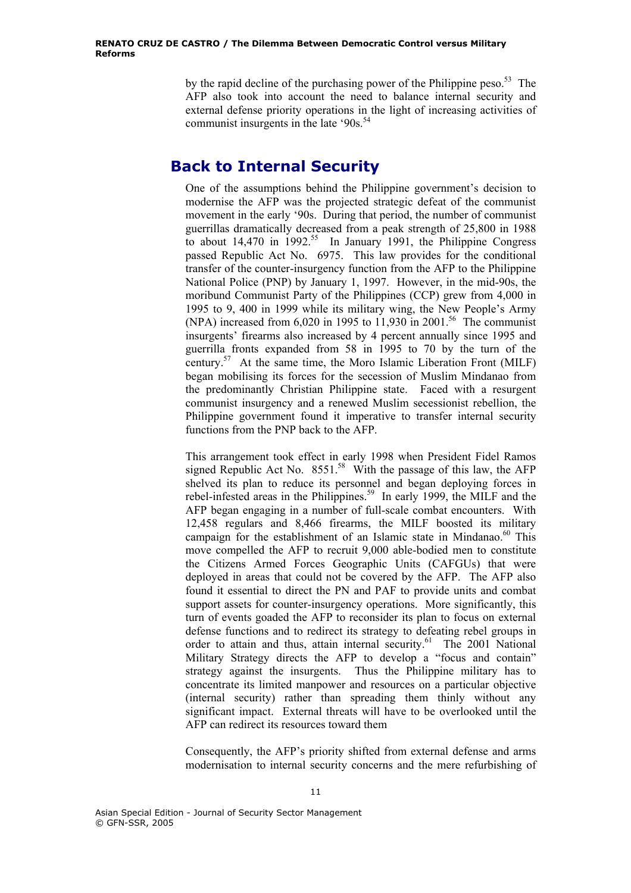by the rapid decline of the purchasing power of the Philippine peso.[53] The AFP also took into account the need to balance internal security and external defense priority operations in the light of increasing activities of communist insurgents in the late '90s.[54]

## Back to Internal Security

One of the assumptions behind the Philippine government's decision to modernise the AFP was the projected strategic defeat of the communist movement in the early '90s. During that period, the number of communist guerrillas dramatically decreased from a peak strength of 25,800 in 1988 to about 14,470 in 1992.[55] In January 1991, the Philippine Congress passed Republic Act No. 6975. This law provides for the conditional transfer of the counter-insurgency function from the AFP to the Philippine National Police (PNP) by January 1, 1997. However, in the mid-90s, the moribund Communist Party of the Philippines (CCP) grew from 4,000 in 1995 to 9, 400 in 1999 while its military wing, the New People's Army (NPA) increased from 6,020 in 1995 to 11,930 in 2001.[56] The communist insurgents' firearms also increased by 4 percent annually since 1995 and guerrilla fronts expanded from 58 in 1995 to 70 by the turn of the century.[57] At the same time, the Moro Islamic Liberation Front (MILF) began mobilising its forces for the secession of Muslim Mindanao from the predominantly Christian Philippine state. Faced with a resurgent communist insurgency and a renewed Muslim secessionist rebellion, the Philippine government found it imperative to transfer internal security functions from the PNP back to the AFP.

This arrangement took effect in early 1998 when President Fidel Ramos signed Republic Act No. 8551.[58] With the passage of this law, the AFP shelved its plan to reduce its personnel and began deploying forces in rebel-infested areas in the Philippines.[59] In early 1999, the MILF and the AFP began engaging in a number of full-scale combat encounters. With 12,458 regulars and 8,466 firearms, the MILF boosted its military campaign for the establishment of an Islamic state in Mindanao.[60] This move compelled the AFP to recruit 9,000 able-bodied men to constitute the Citizens Armed Forces Geographic Units (CAFGUs) that were deployed in areas that could not be covered by the AFP. The AFP also found it essential to direct the PN and PAF to provide units and combat support assets for counter-insurgency operations. More significantly, this turn of events goaded the AFP to reconsider its plan to focus on external defense functions and to redirect its strategy to defeating rebel groups in order to attain and thus, attain internal security.[61] The 2001 National Military Strategy directs the AFP to develop a "focus and contain" strategy against the insurgents. Thus the Philippine military has to concentrate its limited manpower and resources on a particular objective (internal security) rather than spreading them thinly without any significant impact. External threats will have to be overlooked until the AFP can redirect its resources toward them

Consequently, the AFP's priority shifted from external defense and arms modernisation to internal security concerns and the mere refurbishing of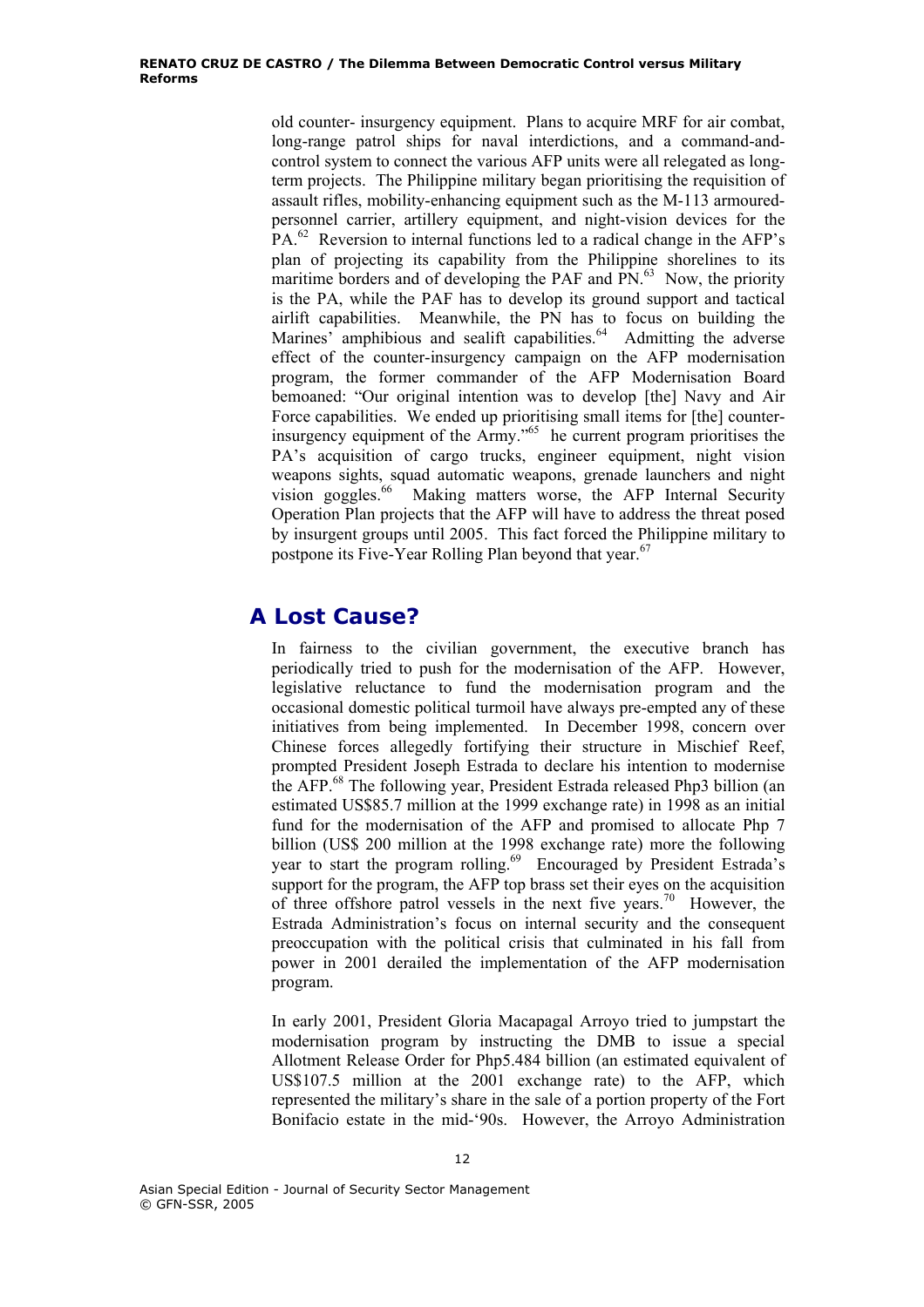old counter- insurgency equipment. Plans to acquire MRF for air combat, long-range patrol ships for naval interdictions, and a command-and-control system to connect the various AFP units were all relegated as long-term projects. The Philippine military began prioritising the requisition of assault rifles, mobility-enhancing equipment such as the M-113 armoured-personnel carrier, artillery equipment, and night-vision devices for the PA.[62] Reversion to internal functions led to a radical change in the AFP's plan of projecting its capability from the Philippine shorelines to its maritime borders and of developing the PAF and PN.[63] Now, the priority is the PA, while the PAF has to develop its ground support and tactical airlift capabilities. Meanwhile, the PN has to focus on building the Marines' amphibious and sealift capabilities.[64] Admitting the adverse effect of the counter-insurgency campaign on the AFP modernisation program, the former commander of the AFP Modernisation Board bemoaned: "Our original intention was to develop [the] Navy and Air Force capabilities. We ended up prioritising small items for [the] counter-insurgency equipment of the Army."[65] he current program prioritises the PA's acquisition of cargo trucks, engineer equipment, night vision weapons sights, squad automatic weapons, grenade launchers and night vision goggles.[66] Making matters worse, the AFP Internal Security Operation Plan projects that the AFP will have to address the threat posed by insurgent groups until 2005. This fact forced the Philippine military to postpone its Five-Year Rolling Plan beyond that year.[67]

## A Lost Cause?

In fairness to the civilian government, the executive branch has periodically tried to push for the modernisation of the AFP. However, legislative reluctance to fund the modernisation program and the occasional domestic political turmoil have always pre-empted any of these initiatives from being implemented. In December 1998, concern over Chinese forces allegedly fortifying their structure in Mischief Reef, prompted President Joseph Estrada to declare his intention to modernise the AFP.[68] The following year, President Estrada released Php3 billion (an estimated US$85.7 million at the 1999 exchange rate) in 1998 as an initial fund for the modernisation of the AFP and promised to allocate Php 7 billion (US$ 200 million at the 1998 exchange rate) more the following year to start the program rolling.[69] Encouraged by President Estrada's support for the program, the AFP top brass set their eyes on the acquisition of three offshore patrol vessels in the next five years.[70] However, the Estrada Administration's focus on internal security and the consequent preoccupation with the political crisis that culminated in his fall from power in 2001 derailed the implementation of the AFP modernisation program.

In early 2001, President Gloria Macapagal Arroyo tried to jumpstart the modernisation program by instructing the DMB to issue a special Allotment Release Order for Php5.484 billion (an estimated equivalent of US$107.5 million at the 2001 exchange rate) to the AFP, which represented the military's share in the sale of a portion property of the Fort Bonifacio estate in the mid-'90s. However, the Arroyo Administration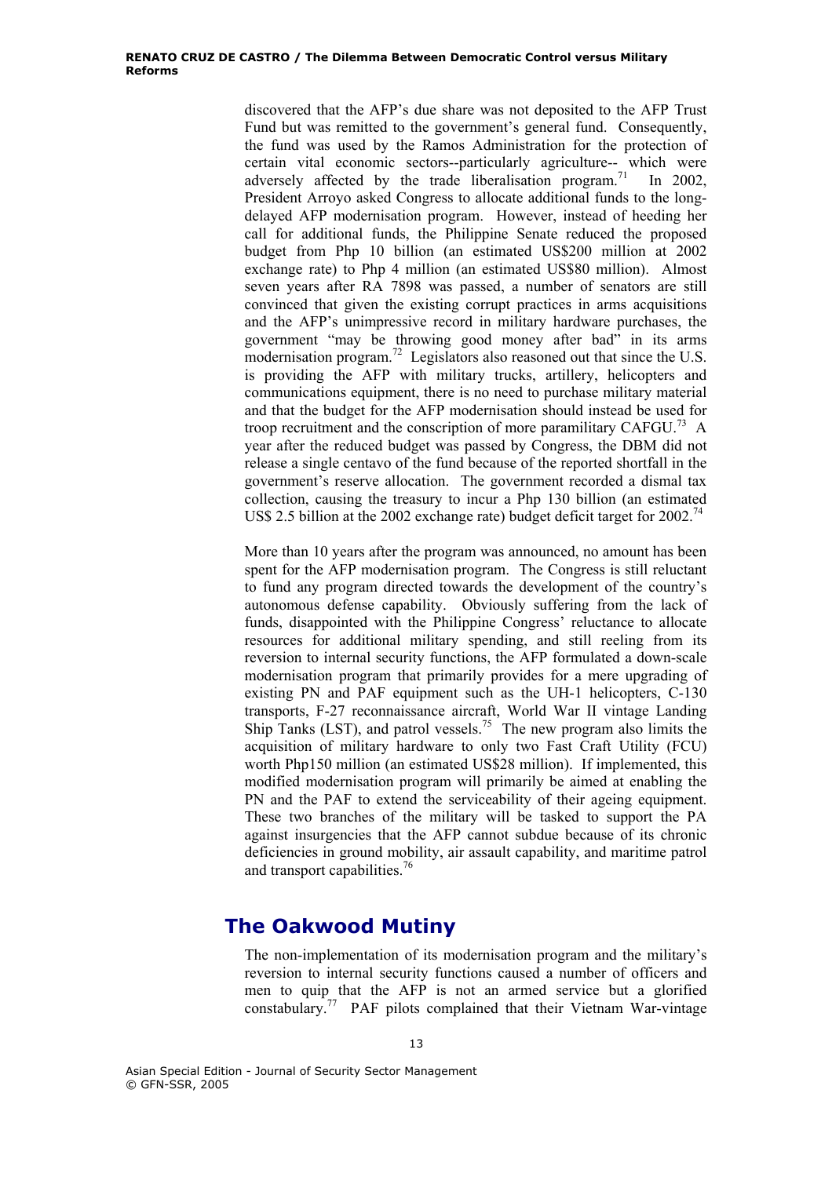discovered that the AFP's due share was not deposited to the AFP Trust Fund but was remitted to the government's general fund. Consequently, the fund was used by the Ramos Administration for the protection of certain vital economic sectors--particularly agriculture-- which were adversely affected by the trade liberalisation program.[71] In 2002, President Arroyo asked Congress to allocate additional funds to the long-delayed AFP modernisation program. However, instead of heeding her call for additional funds, the Philippine Senate reduced the proposed budget from Php 10 billion (an estimated US$200 million at 2002 exchange rate) to Php 4 million (an estimated US$80 million). Almost seven years after RA 7898 was passed, a number of senators are still convinced that given the existing corrupt practices in arms acquisitions and the AFP's unimpressive record in military hardware purchases, the government "may be throwing good money after bad" in its arms modernisation program.[72] Legislators also reasoned out that since the U.S. is providing the AFP with military trucks, artillery, helicopters and communications equipment, there is no need to purchase military material and that the budget for the AFP modernisation should instead be used for troop recruitment and the conscription of more paramilitary CAFGU.[73] A year after the reduced budget was passed by Congress, the DBM did not release a single centavo of the fund because of the reported shortfall in the government's reserve allocation. The government recorded a dismal tax collection, causing the treasury to incur a Php 130 billion (an estimated US$ 2.5 billion at the 2002 exchange rate) budget deficit target for 2002.[74]

More than 10 years after the program was announced, no amount has been spent for the AFP modernisation program. The Congress is still reluctant to fund any program directed towards the development of the country's autonomous defense capability. Obviously suffering from the lack of funds, disappointed with the Philippine Congress' reluctance to allocate resources for additional military spending, and still reeling from its reversion to internal security functions, the AFP formulated a down-scale modernisation program that primarily provides for a mere upgrading of existing PN and PAF equipment such as the UH-1 helicopters, C-130 transports, F-27 reconnaissance aircraft, World War II vintage Landing Ship Tanks (LST), and patrol vessels.[75] The new program also limits the acquisition of military hardware to only two Fast Craft Utility (FCU) worth Php150 million (an estimated US$28 million). If implemented, this modified modernisation program will primarily be aimed at enabling the PN and the PAF to extend the serviceability of their ageing equipment. These two branches of the military will be tasked to support the PA against insurgencies that the AFP cannot subdue because of its chronic deficiencies in ground mobility, air assault capability, and maritime patrol and transport capabilities.[76]

## The Oakwood Mutiny

The non-implementation of its modernisation program and the military's reversion to internal security functions caused a number of officers and men to quip that the AFP is not an armed service but a glorified constabulary.[77] PAF pilots complained that their Vietnam War-vintage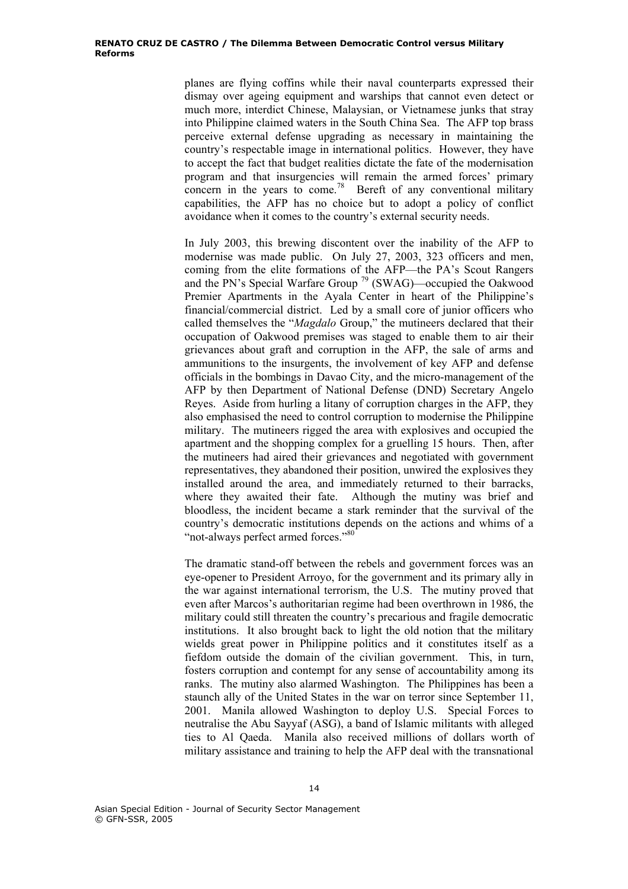planes are flying coffins while their naval counterparts expressed their dismay over ageing equipment and warships that cannot even detect or much more, interdict Chinese, Malaysian, or Vietnamese junks that stray into Philippine claimed waters in the South China Sea. The AFP top brass perceive external defense upgrading as necessary in maintaining the country's respectable image in international politics. However, they have to accept the fact that budget realities dictate the fate of the modernisation program and that insurgencies will remain the armed forces' primary concern in the years to come.[78] Bereft of any conventional military capabilities, the AFP has no choice but to adopt a policy of conflict avoidance when it comes to the country's external security needs.

In July 2003, this brewing discontent over the inability of the AFP to modernise was made public. On July 27, 2003, 323 officers and men, coming from the elite formations of the AFP—the PA's Scout Rangers and the PN's Special Warfare Group [79] (SWAG)—occupied the Oakwood Premier Apartments in the Ayala Center in heart of the Philippine's financial/commercial district. Led by a small core of junior officers who called themselves the "*Magdalo* Group," the mutineers declared that their occupation of Oakwood premises was staged to enable them to air their grievances about graft and corruption in the AFP, the sale of arms and ammunitions to the insurgents, the involvement of key AFP and defense officials in the bombings in Davao City, and the micro-management of the AFP by then Department of National Defense (DND) Secretary Angelo Reyes. Aside from hurling a litany of corruption charges in the AFP, they also emphasised the need to control corruption to modernise the Philippine military. The mutineers rigged the area with explosives and occupied the apartment and the shopping complex for a gruelling 15 hours. Then, after the mutineers had aired their grievances and negotiated with government representatives, they abandoned their position, unwired the explosives they installed around the area, and immediately returned to their barracks, where they awaited their fate. Although the mutiny was brief and bloodless, the incident became a stark reminder that the survival of the country's democratic institutions depends on the actions and whims of a "not-always perfect armed forces."[80]

The dramatic stand-off between the rebels and government forces was an eye-opener to President Arroyo, for the government and its primary ally in the war against international terrorism, the U.S. The mutiny proved that even after Marcos's authoritarian regime had been overthrown in 1986, the military could still threaten the country's precarious and fragile democratic institutions. It also brought back to light the old notion that the military wields great power in Philippine politics and it constitutes itself as a fiefdom outside the domain of the civilian government. This, in turn, fosters corruption and contempt for any sense of accountability among its ranks. The mutiny also alarmed Washington. The Philippines has been a staunch ally of the United States in the war on terror since September 11, 2001. Manila allowed Washington to deploy U.S. Special Forces to neutralise the Abu Sayyaf (ASG), a band of Islamic militants with alleged ties to Al Qaeda. Manila also received millions of dollars worth of military assistance and training to help the AFP deal with the transnational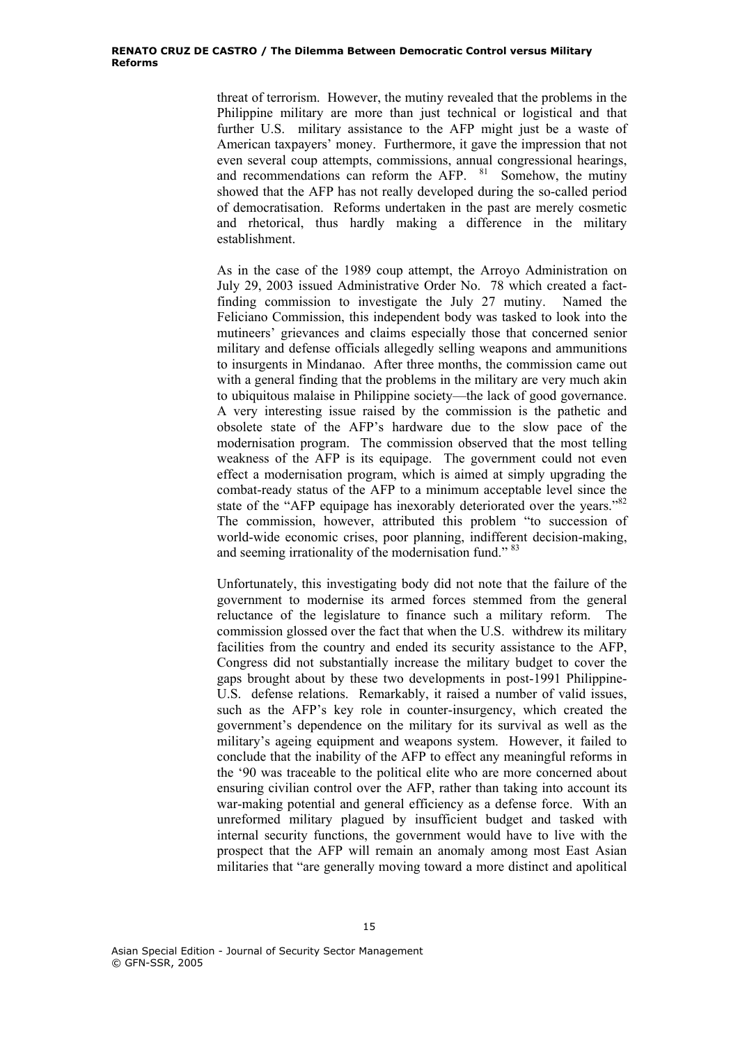threat of terrorism. However, the mutiny revealed that the problems in the Philippine military are more than just technical or logistical and that further U.S. military assistance to the AFP might just be a waste of American taxpayers' money. Furthermore, it gave the impression that not even several coup attempts, commissions, annual congressional hearings, and recommendations can reform the AFP. [81] Somehow, the mutiny showed that the AFP has not really developed during the so-called period of democratisation. Reforms undertaken in the past are merely cosmetic and rhetorical, thus hardly making a difference in the military establishment.

As in the case of the 1989 coup attempt, the Arroyo Administration on July 29, 2003 issued Administrative Order No. 78 which created a fact-finding commission to investigate the July 27 mutiny. Named the Feliciano Commission, this independent body was tasked to look into the mutineers' grievances and claims especially those that concerned senior military and defense officials allegedly selling weapons and ammunitions to insurgents in Mindanao. After three months, the commission came out with a general finding that the problems in the military are very much akin to ubiquitous malaise in Philippine society—the lack of good governance. A very interesting issue raised by the commission is the pathetic and obsolete state of the AFP's hardware due to the slow pace of the modernisation program. The commission observed that the most telling weakness of the AFP is its equipage. The government could not even effect a modernisation program, which is aimed at simply upgrading the combat-ready status of the AFP to a minimum acceptable level since the state of the "AFP equipage has inexorably deteriorated over the years."[82] The commission, however, attributed this problem "to succession of world-wide economic crises, poor planning, indifferent decision-making, and seeming irrationality of the modernisation fund." [83]

Unfortunately, this investigating body did not note that the failure of the government to modernise its armed forces stemmed from the general reluctance of the legislature to finance such a military reform. The commission glossed over the fact that when the U.S. withdrew its military facilities from the country and ended its security assistance to the AFP, Congress did not substantially increase the military budget to cover the gaps brought about by these two developments in post-1991 Philippine-U.S. defense relations. Remarkably, it raised a number of valid issues, such as the AFP's key role in counter-insurgency, which created the government's dependence on the military for its survival as well as the military's ageing equipment and weapons system. However, it failed to conclude that the inability of the AFP to effect any meaningful reforms in the '90 was traceable to the political elite who are more concerned about ensuring civilian control over the AFP, rather than taking into account its war-making potential and general efficiency as a defense force. With an unreformed military plagued by insufficient budget and tasked with internal security functions, the government would have to live with the prospect that the AFP will remain an anomaly among most East Asian militaries that "are generally moving toward a more distinct and apolitical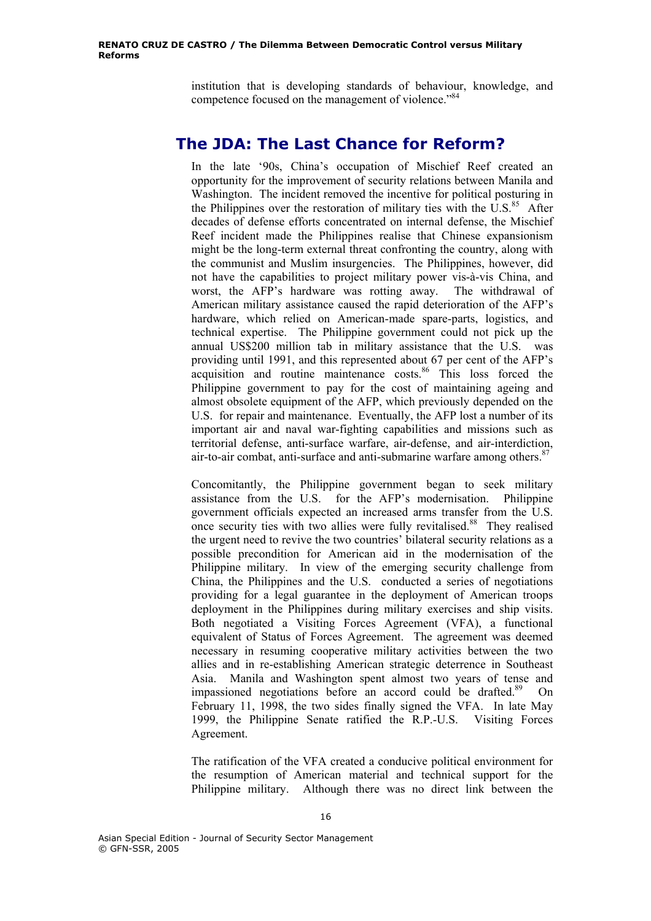institution that is developing standards of behaviour, knowledge, and competence focused on the management of violence."[84]

## The JDA: The Last Chance for Reform?

In the late '90s, China's occupation of Mischief Reef created an opportunity for the improvement of security relations between Manila and Washington. The incident removed the incentive for political posturing in the Philippines over the restoration of military ties with the U.S.[85] After decades of defense efforts concentrated on internal defense, the Mischief Reef incident made the Philippines realise that Chinese expansionism might be the long-term external threat confronting the country, along with the communist and Muslim insurgencies. The Philippines, however, did not have the capabilities to project military power vis-à-vis China, and worst, the AFP's hardware was rotting away. The withdrawal of American military assistance caused the rapid deterioration of the AFP's hardware, which relied on American-made spare-parts, logistics, and technical expertise. The Philippine government could not pick up the annual US$200 million tab in military assistance that the U.S. was providing until 1991, and this represented about 67 per cent of the AFP's acquisition and routine maintenance costs.[86] This loss forced the Philippine government to pay for the cost of maintaining ageing and almost obsolete equipment of the AFP, which previously depended on the U.S. for repair and maintenance. Eventually, the AFP lost a number of its important air and naval war-fighting capabilities and missions such as territorial defense, anti-surface warfare, air-defense, and air-interdiction, air-to-air combat, anti-surface and anti-submarine warfare among others.[87]

Concomitantly, the Philippine government began to seek military assistance from the U.S. for the AFP's modernisation. Philippine government officials expected an increased arms transfer from the U.S. once security ties with two allies were fully revitalised.[88] They realised the urgent need to revive the two countries' bilateral security relations as a possible precondition for American aid in the modernisation of the Philippine military. In view of the emerging security challenge from China, the Philippines and the U.S. conducted a series of negotiations providing for a legal guarantee in the deployment of American troops deployment in the Philippines during military exercises and ship visits. Both negotiated a Visiting Forces Agreement (VFA), a functional equivalent of Status of Forces Agreement. The agreement was deemed necessary in resuming cooperative military activities between the two allies and in re-establishing American strategic deterrence in Southeast Asia. Manila and Washington spent almost two years of tense and impassioned negotiations before an accord could be drafted.[89] On February 11, 1998, the two sides finally signed the VFA. In late May 1999, the Philippine Senate ratified the R.P.-U.S. Visiting Forces Agreement.

The ratification of the VFA created a conducive political environment for the resumption of American material and technical support for the Philippine military. Although there was no direct link between the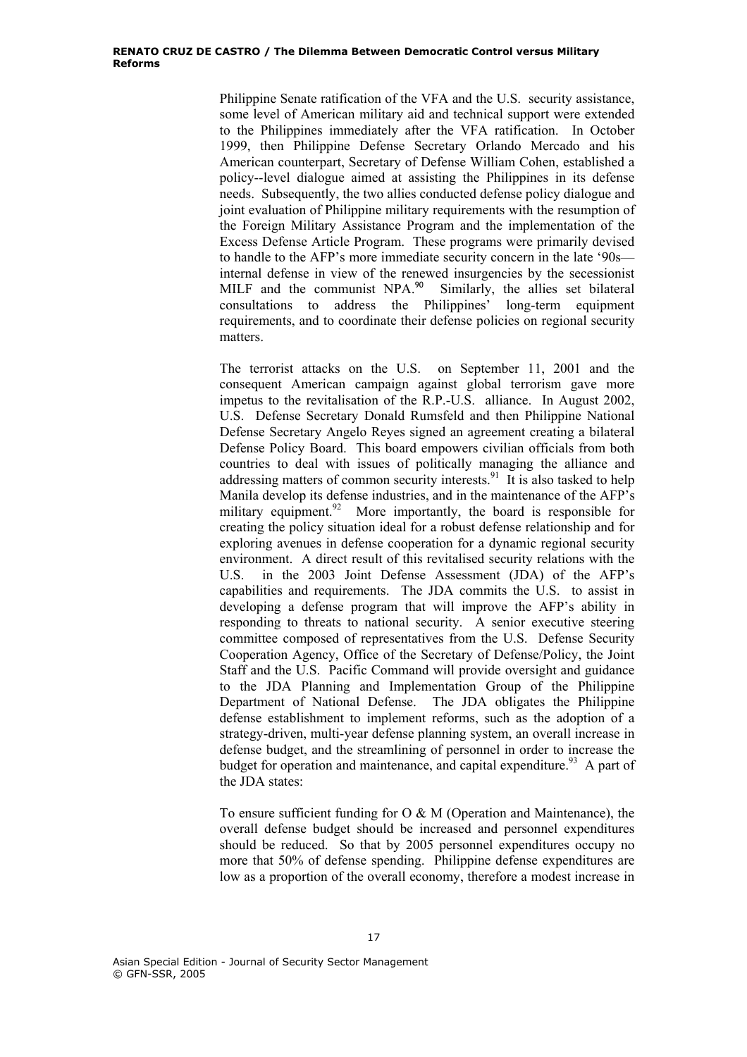Philippine Senate ratification of the VFA and the U.S. security assistance, some level of American military aid and technical support were extended to the Philippines immediately after the VFA ratification. In October 1999, then Philippine Defense Secretary Orlando Mercado and his American counterpart, Secretary of Defense William Cohen, established a policy--level dialogue aimed at assisting the Philippines in its defense needs. Subsequently, the two allies conducted defense policy dialogue and joint evaluation of Philippine military requirements with the resumption of the Foreign Military Assistance Program and the implementation of the Excess Defense Article Program. These programs were primarily devised to handle to the AFP's more immediate security concern in the late '90s—internal defense in view of the renewed insurgencies by the secessionist MILF and the communist NPA.[90] Similarly, the allies set bilateral consultations to address the Philippines' long-term equipment requirements, and to coordinate their defense policies on regional security matters.

The terrorist attacks on the U.S. on September 11, 2001 and the consequent American campaign against global terrorism gave more impetus to the revitalisation of the R.P.-U.S. alliance. In August 2002, U.S. Defense Secretary Donald Rumsfeld and then Philippine National Defense Secretary Angelo Reyes signed an agreement creating a bilateral Defense Policy Board. This board empowers civilian officials from both countries to deal with issues of politically managing the alliance and addressing matters of common security interests.[91] It is also tasked to help Manila develop its defense industries, and in the maintenance of the AFP's military equipment.[92] More importantly, the board is responsible for creating the policy situation ideal for a robust defense relationship and for exploring avenues in defense cooperation for a dynamic regional security environment. A direct result of this revitalised security relations with the U.S. in the 2003 Joint Defense Assessment (JDA) of the AFP's capabilities and requirements. The JDA commits the U.S. to assist in developing a defense program that will improve the AFP's ability in responding to threats to national security. A senior executive steering committee composed of representatives from the U.S. Defense Security Cooperation Agency, Office of the Secretary of Defense/Policy, the Joint Staff and the U.S. Pacific Command will provide oversight and guidance to the JDA Planning and Implementation Group of the Philippine Department of National Defense. The JDA obligates the Philippine defense establishment to implement reforms, such as the adoption of a strategy-driven, multi-year defense planning system, an overall increase in defense budget, and the streamlining of personnel in order to increase the budget for operation and maintenance, and capital expenditure.[93] A part of the JDA states:

To ensure sufficient funding for O & M (Operation and Maintenance), the overall defense budget should be increased and personnel expenditures should be reduced. So that by 2005 personnel expenditures occupy no more that 50% of defense spending. Philippine defense expenditures are low as a proportion of the overall economy, therefore a modest increase in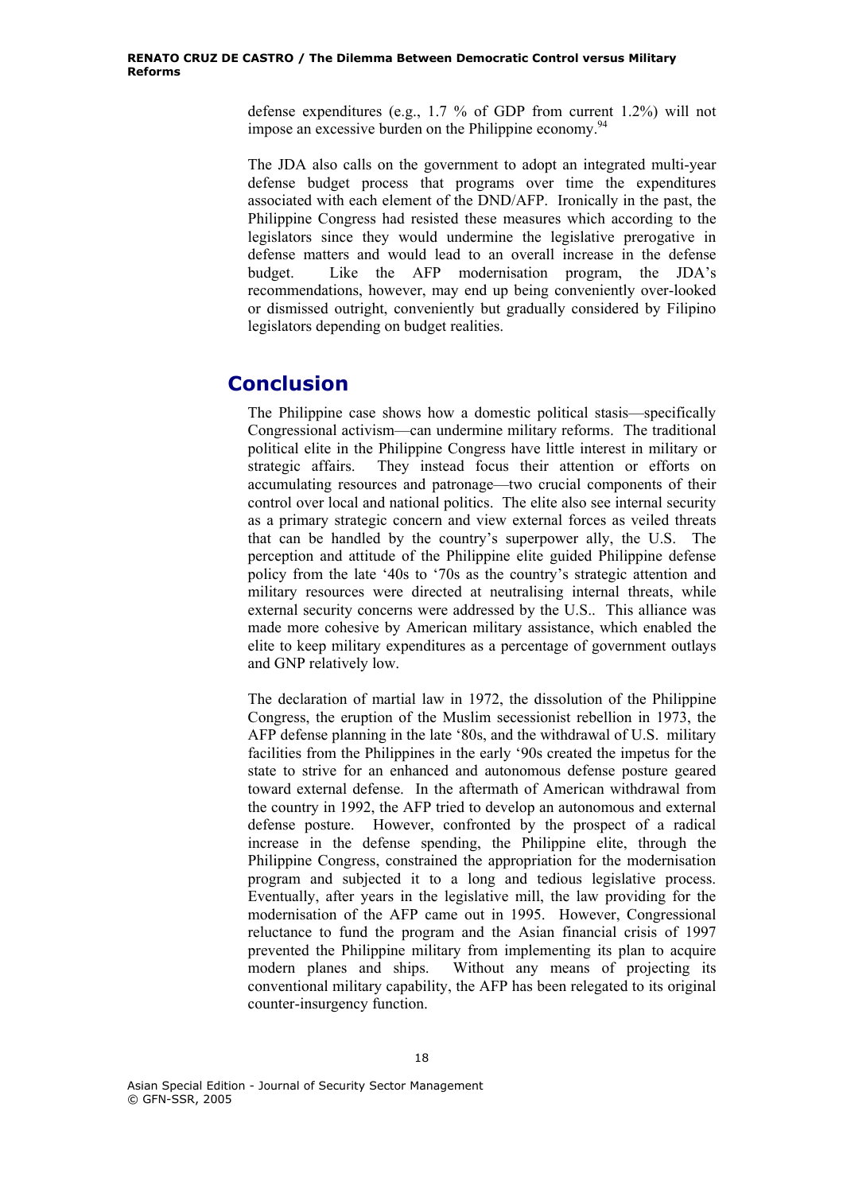defense expenditures (e.g., 1.7 % of GDP from current 1.2%) will not impose an excessive burden on the Philippine economy.[94]

The JDA also calls on the government to adopt an integrated multi-year defense budget process that programs over time the expenditures associated with each element of the DND/AFP. Ironically in the past, the Philippine Congress had resisted these measures which according to the legislators since they would undermine the legislative prerogative in defense matters and would lead to an overall increase in the defense budget. Like the AFP modernisation program, the JDA's recommendations, however, may end up being conveniently over-looked or dismissed outright, conveniently but gradually considered by Filipino legislators depending on budget realities.

## Conclusion

The Philippine case shows how a domestic political stasis—specifically Congressional activism—can undermine military reforms. The traditional political elite in the Philippine Congress have little interest in military or strategic affairs. They instead focus their attention or efforts on accumulating resources and patronage—two crucial components of their control over local and national politics. The elite also see internal security as a primary strategic concern and view external forces as veiled threats that can be handled by the country's superpower ally, the U.S. The perception and attitude of the Philippine elite guided Philippine defense policy from the late '40s to '70s as the country's strategic attention and military resources were directed at neutralising internal threats, while external security concerns were addressed by the U.S.. This alliance was made more cohesive by American military assistance, which enabled the elite to keep military expenditures as a percentage of government outlays and GNP relatively low.

The declaration of martial law in 1972, the dissolution of the Philippine Congress, the eruption of the Muslim secessionist rebellion in 1973, the AFP defense planning in the late '80s, and the withdrawal of U.S. military facilities from the Philippines in the early '90s created the impetus for the state to strive for an enhanced and autonomous defense posture geared toward external defense. In the aftermath of American withdrawal from the country in 1992, the AFP tried to develop an autonomous and external defense posture. However, confronted by the prospect of a radical increase in the defense spending, the Philippine elite, through the Philippine Congress, constrained the appropriation for the modernisation program and subjected it to a long and tedious legislative process. Eventually, after years in the legislative mill, the law providing for the modernisation of the AFP came out in 1995. However, Congressional reluctance to fund the program and the Asian financial crisis of 1997 prevented the Philippine military from implementing its plan to acquire modern planes and ships. Without any means of projecting its conventional military capability, the AFP has been relegated to its original counter-insurgency function.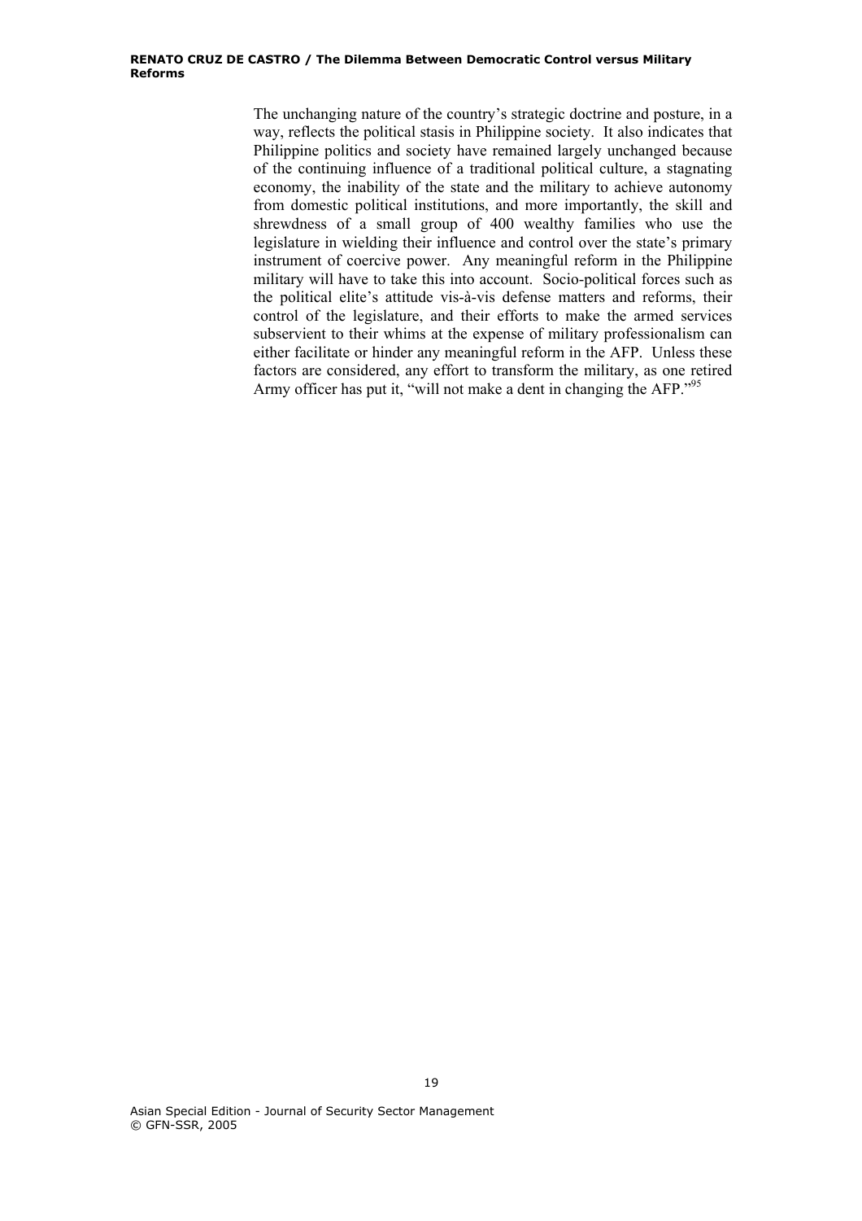The unchanging nature of the country's strategic doctrine and posture, in a way, reflects the political stasis in Philippine society. It also indicates that Philippine politics and society have remained largely unchanged because of the continuing influence of a traditional political culture, a stagnating economy, the inability of the state and the military to achieve autonomy from domestic political institutions, and more importantly, the skill and shrewdness of a small group of 400 wealthy families who use the legislature in wielding their influence and control over the state's primary instrument of coercive power. Any meaningful reform in the Philippine military will have to take this into account. Socio-political forces such as the political elite's attitude vis-à-vis defense matters and reforms, their control of the legislature, and their efforts to make the armed services subservient to their whims at the expense of military professionalism can either facilitate or hinder any meaningful reform in the AFP. Unless these factors are considered, any effort to transform the military, as one retired Army officer has put it, "will not make a dent in changing the AFP."[95]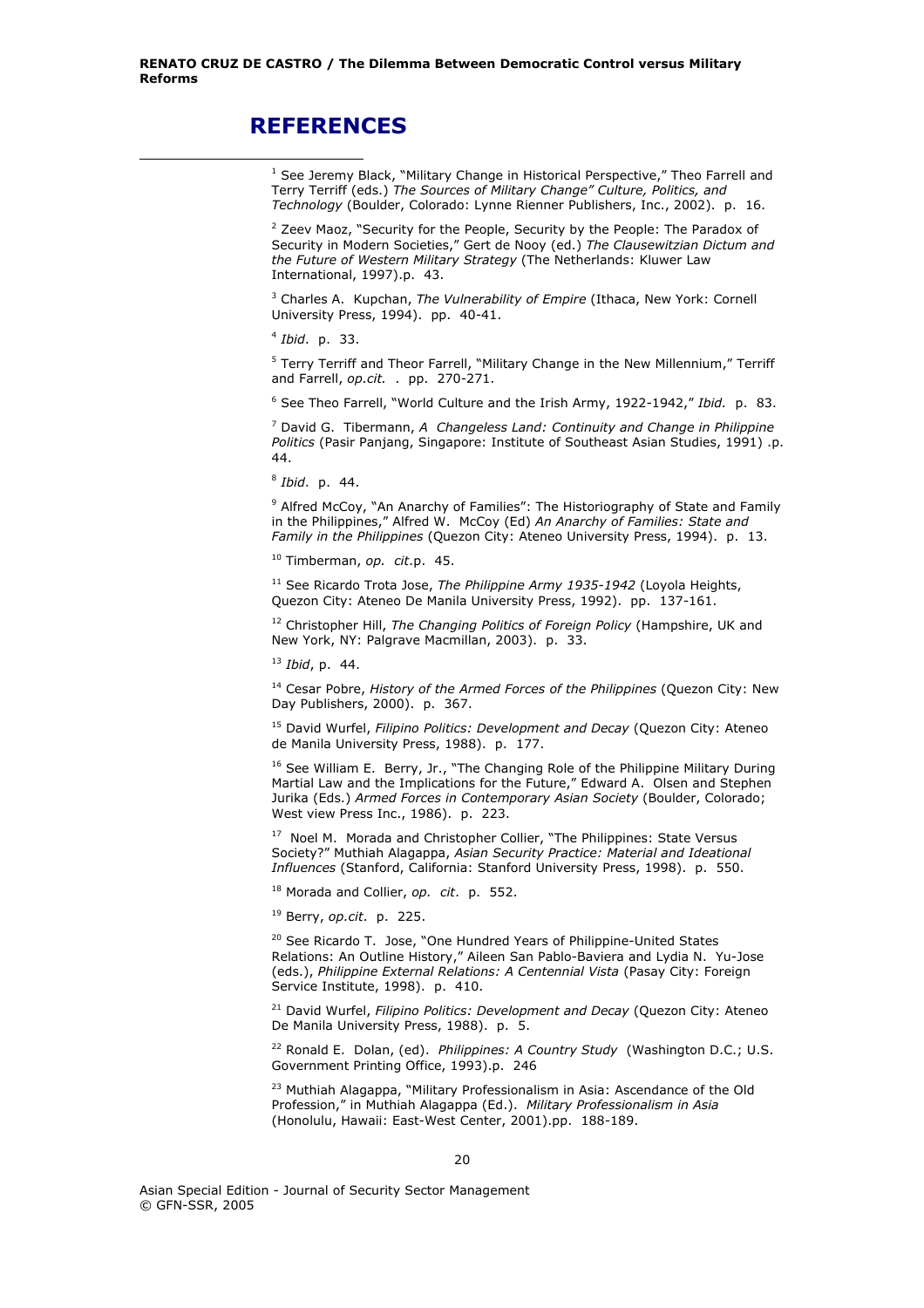# REFERENCES

[1] See Jeremy Black, "Military Change in Historical Perspective," Theo Farrell and Terry Terriff (eds.) *The Sources of Military Change" Culture, Politics, and Technology* (Boulder, Colorado: Lynne Rienner Publishers, Inc., 2002). p. 16.

[2] Zeev Maoz, "Security for the People, Security by the People: The Paradox of Security in Modern Societies," Gert de Nooy (ed.) *The Clausewitzian Dictum and the Future of Western Military Strategy* (The Netherlands: Kluwer Law International, 1997).p. 43.

[3] Charles A. Kupchan, *The Vulnerability of Empire* (Ithaca, New York: Cornell University Press, 1994). pp. 40-41.

[4] *Ibid*. p. 33.

[5] Terry Terriff and Theor Farrell, "Military Change in the New Millennium," Terriff and Farrell, *op.cit.* . pp. 270-271.

[6] See Theo Farrell, "World Culture and the Irish Army, 1922-1942," *Ibid.* p. 83.

[7] David G. Tibermann, *A Changeless Land: Continuity and Change in Philippine Politics* (Pasir Panjang, Singapore: Institute of Southeast Asian Studies, 1991) .p. 44.

[8] *Ibid*. p. 44.

[9] Alfred McCoy, "An Anarchy of Families": The Historiography of State and Family in the Philippines," Alfred W. McCoy (Ed) *An Anarchy of Families: State and Family in the Philippines* (Quezon City: Ateneo University Press, 1994). p. 13.

[10] Timberman, *op. cit*.p. 45.

[11] See Ricardo Trota Jose, *The Philippine Army 1935-1942* (Loyola Heights, Quezon City: Ateneo De Manila University Press, 1992). pp. 137-161.

[12] Christopher Hill, *The Changing Politics of Foreign Policy* (Hampshire, UK and New York, NY: Palgrave Macmillan, 2003). p. 33.

[13] *Ibid*, p. 44.

[14] Cesar Pobre, *History of the Armed Forces of the Philippines* (Quezon City: New Day Publishers, 2000). p. 367.

[15] David Wurfel, *Filipino Politics: Development and Decay* (Quezon City: Ateneo de Manila University Press, 1988). p. 177.

[16] See William E. Berry, Jr., "The Changing Role of the Philippine Military During Martial Law and the Implications for the Future," Edward A. Olsen and Stephen Jurika (Eds.) *Armed Forces in Contemporary Asian Society* (Boulder, Colorado; West view Press Inc., 1986). p. 223.

[17] Noel M. Morada and Christopher Collier, "The Philippines: State Versus Society?" Muthiah Alagappa, *Asian Security Practice: Material and Ideational Influences* (Stanford, California: Stanford University Press, 1998). p. 550.

[18] Morada and Collier, *op. cit*. p. 552.

[19] Berry, *op.cit*. p. 225.

[20] See Ricardo T. Jose, "One Hundred Years of Philippine-United States Relations: An Outline History," Aileen San Pablo-Baviera and Lydia N. Yu-Jose (eds.), *Philippine External Relations: A Centennial Vista* (Pasay City: Foreign Service Institute, 1998). p. 410.

[21] David Wurfel, *Filipino Politics: Development and Decay* (Quezon City: Ateneo De Manila University Press, 1988). p. 5.

[22] Ronald E. Dolan, (ed). *Philippines: A Country Study* (Washington D.C.; U.S. Government Printing Office, 1993).p. 246

[23] Muthiah Alagappa, "Military Professionalism in Asia: Ascendance of the Old Profession," in Muthiah Alagappa (Ed.). *Military Professionalism in Asia* (Honolulu, Hawaii: East-West Center, 2001).pp. 188-189.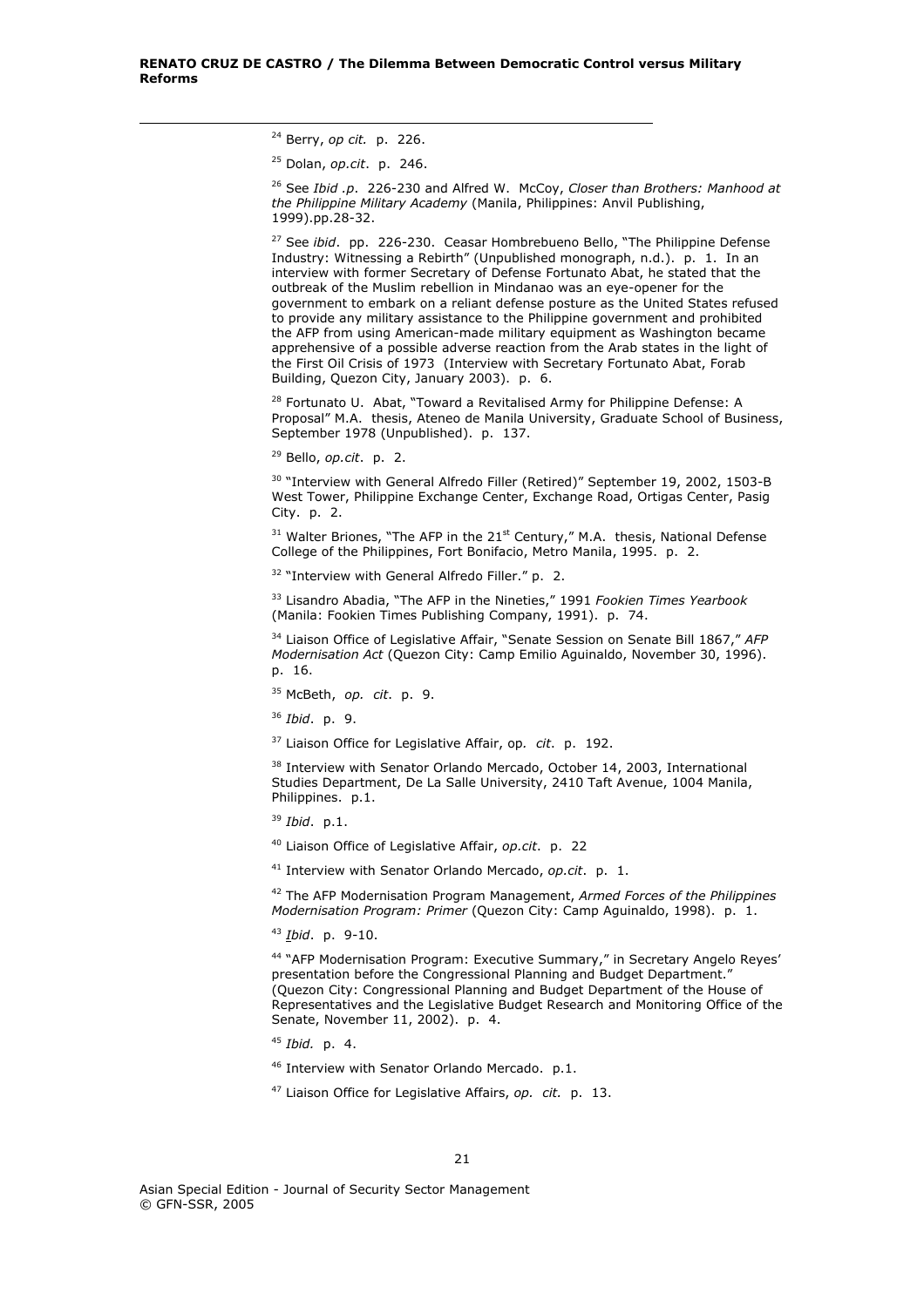[24] Berry, *op cit.* p. 226.

[25] Dolan, *op.cit*. p. 246.

[26] See *Ibid .p*. 226-230 and Alfred W. McCoy, *Closer than Brothers: Manhood at the Philippine Military Academy* (Manila, Philippines: Anvil Publishing, 1999).pp.28-32.

[27] See *ibid*. pp. 226-230. Ceasar Hombrebueno Bello, "The Philippine Defense Industry: Witnessing a Rebirth" (Unpublished monograph, n.d.). p. 1. In an interview with former Secretary of Defense Fortunato Abat, he stated that the outbreak of the Muslim rebellion in Mindanao was an eye-opener for the government to embark on a reliant defense posture as the United States refused to provide any military assistance to the Philippine government and prohibited the AFP from using American-made military equipment as Washington became apprehensive of a possible adverse reaction from the Arab states in the light of the First Oil Crisis of 1973 (Interview with Secretary Fortunato Abat, Forab Building, Quezon City, January 2003). p. 6.

[28] Fortunato U. Abat, "Toward a Revitalised Army for Philippine Defense: A Proposal" M.A. thesis, Ateneo de Manila University, Graduate School of Business, September 1978 (Unpublished). p. 137.

[29] Bello, *op.cit*. p. 2.

[30] "Interview with General Alfredo Filler (Retired)" September 19, 2002, 1503-B West Tower, Philippine Exchange Center, Exchange Road, Ortigas Center, Pasig City. p. 2.

[31] Walter Briones, "The AFP in the 21st Century," M.A. thesis, National Defense College of the Philippines, Fort Bonifacio, Metro Manila, 1995. p. 2.

[32] "Interview with General Alfredo Filler." p. 2.

[33] Lisandro Abadia, "The AFP in the Nineties," 1991 *Fookien Times Yearbook* (Manila: Fookien Times Publishing Company, 1991). p. 74.

[34] Liaison Office of Legislative Affair, "Senate Session on Senate Bill 1867," *AFP Modernisation Act* (Quezon City: Camp Emilio Aguinaldo, November 30, 1996). p. 16.

[35] McBeth, *op. cit*. p. 9.

[36] *Ibid*. p. 9.

[37] Liaison Office for Legislative Affair, op*. cit*. p. 192.

[38] Interview with Senator Orlando Mercado, October 14, 2003, International Studies Department, De La Salle University, 2410 Taft Avenue, 1004 Manila, Philippines. p.1.

[39] *Ibid*. p.1.

[40] Liaison Office of Legislative Affair, *op.cit*. p. 22

[41] Interview with Senator Orlando Mercado, *op.cit*. p. 1.

[42] The AFP Modernisation Program Management, *Armed Forces of the Philippines Modernisation Program: Primer* (Quezon City: Camp Aguinaldo, 1998). p. 1.

[43] *Ibid*. p. 9-10.

[44] "AFP Modernisation Program: Executive Summary," in Secretary Angelo Reyes' presentation before the Congressional Planning and Budget Department." (Quezon City: Congressional Planning and Budget Department of the House of Representatives and the Legislative Budget Research and Monitoring Office of the Senate, November 11, 2002). p. 4.

[45] *Ibid.* p. 4.

[46] Interview with Senator Orlando Mercado. p.1.

[47] Liaison Office for Legislative Affairs, *op. cit.* p. 13.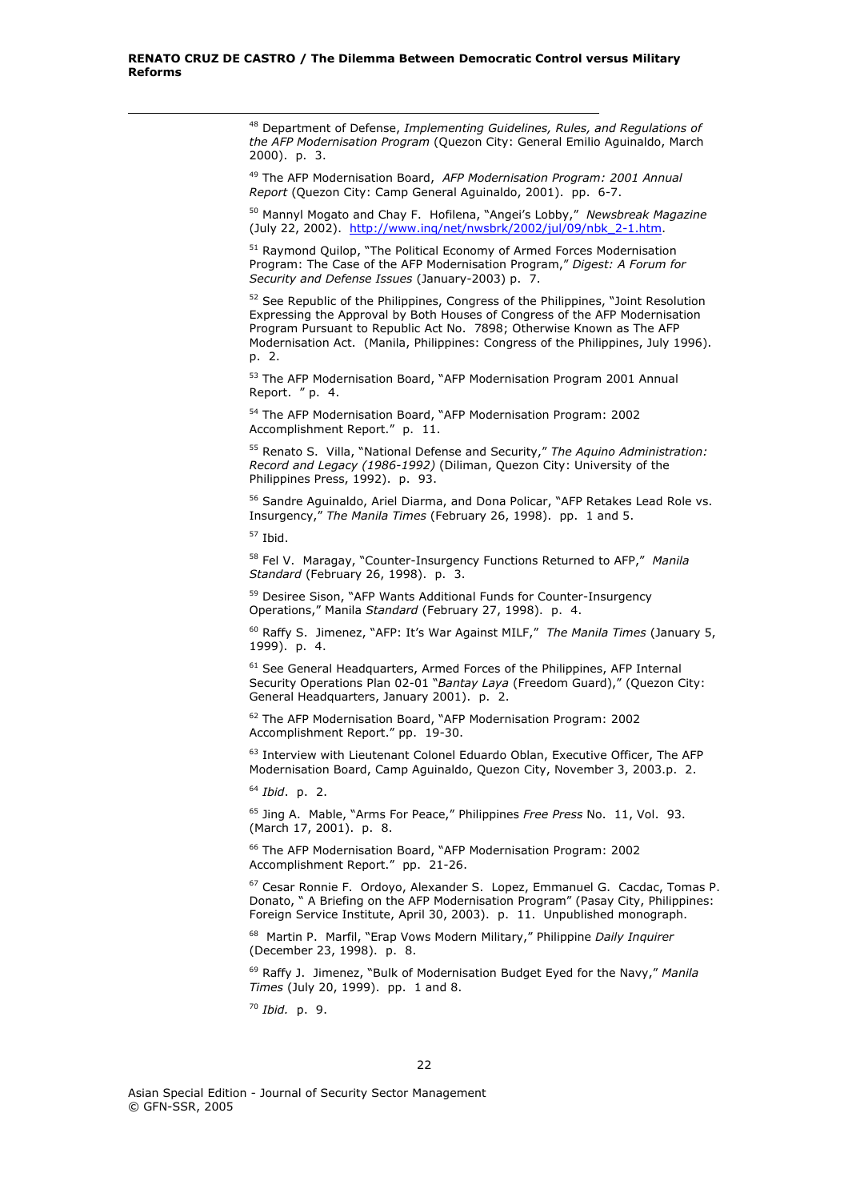[48] Department of Defense, *Implementing Guidelines, Rules, and Regulations of the AFP Modernisation Program* (Quezon City: General Emilio Aguinaldo, March 2000). p. 3.

[49] The AFP Modernisation Board, *AFP Modernisation Program: 2001 Annual Report* (Quezon City: Camp General Aguinaldo, 2001). pp. 6-7.

[50] Mannyl Mogato and Chay F. Hofilena, "Angei's Lobby," *Newsbreak Magazine* (July 22, 2002). http://www.inq/net/nwsbrk/2002/jul/09/nbk_2-1.htm.

[51] Raymond Quilop, "The Political Economy of Armed Forces Modernisation Program: The Case of the AFP Modernisation Program," *Digest: A Forum for Security and Defense Issues* (January-2003) p. 7.

[52] See Republic of the Philippines, Congress of the Philippines, "Joint Resolution Expressing the Approval by Both Houses of Congress of the AFP Modernisation Program Pursuant to Republic Act No. 7898; Otherwise Known as The AFP Modernisation Act. (Manila, Philippines: Congress of the Philippines, July 1996). p. 2.

[53] The AFP Modernisation Board, "AFP Modernisation Program 2001 Annual Report. " p. 4.

[54] The AFP Modernisation Board, "AFP Modernisation Program: 2002 Accomplishment Report." p. 11.

[55] Renato S. Villa, "National Defense and Security," *The Aquino Administration: Record and Legacy (1986-1992)* (Diliman, Quezon City: University of the Philippines Press, 1992). p. 93.

[56] Sandre Aguinaldo, Ariel Diarma, and Dona Policar, "AFP Retakes Lead Role vs. Insurgency," *The Manila Times* (February 26, 1998). pp. 1 and 5.

[57] Ibid.

[58] Fel V. Maragay, "Counter-Insurgency Functions Returned to AFP," *Manila Standard* (February 26, 1998). p. 3.

[59] Desiree Sison, "AFP Wants Additional Funds for Counter-Insurgency Operations," Manila *Standard* (February 27, 1998). p. 4.

[60] Raffy S. Jimenez, "AFP: It's War Against MILF," *The Manila Times* (January 5, 1999). p. 4.

[61] See General Headquarters, Armed Forces of the Philippines, AFP Internal Security Operations Plan 02-01 "*Bantay Laya* (Freedom Guard)," (Quezon City: General Headquarters, January 2001). p. 2.

[62] The AFP Modernisation Board, "AFP Modernisation Program: 2002 Accomplishment Report." pp. 19-30.

[63] Interview with Lieutenant Colonel Eduardo Oblan, Executive Officer, The AFP Modernisation Board, Camp Aguinaldo, Quezon City, November 3, 2003.p. 2.

[64] *Ibid*. p. 2.

[65] Jing A. Mable, "Arms For Peace," Philippines *Free Press* No. 11, Vol. 93. (March 17, 2001). p. 8.

[66] The AFP Modernisation Board, "AFP Modernisation Program: 2002 Accomplishment Report." pp. 21-26.

[67] Cesar Ronnie F. Ordoyo, Alexander S. Lopez, Emmanuel G. Cacdac, Tomas P. Donato, " A Briefing on the AFP Modernisation Program" (Pasay City, Philippines: Foreign Service Institute, April 30, 2003). p. 11. Unpublished monograph.

[68] Martin P. Marfil, "Erap Vows Modern Military," Philippine *Daily Inquirer* (December 23, 1998). p. 8.

[69] Raffy J. Jimenez, "Bulk of Modernisation Budget Eyed for the Navy," *Manila Times* (July 20, 1999). pp. 1 and 8.

[70] *Ibid.* p. 9.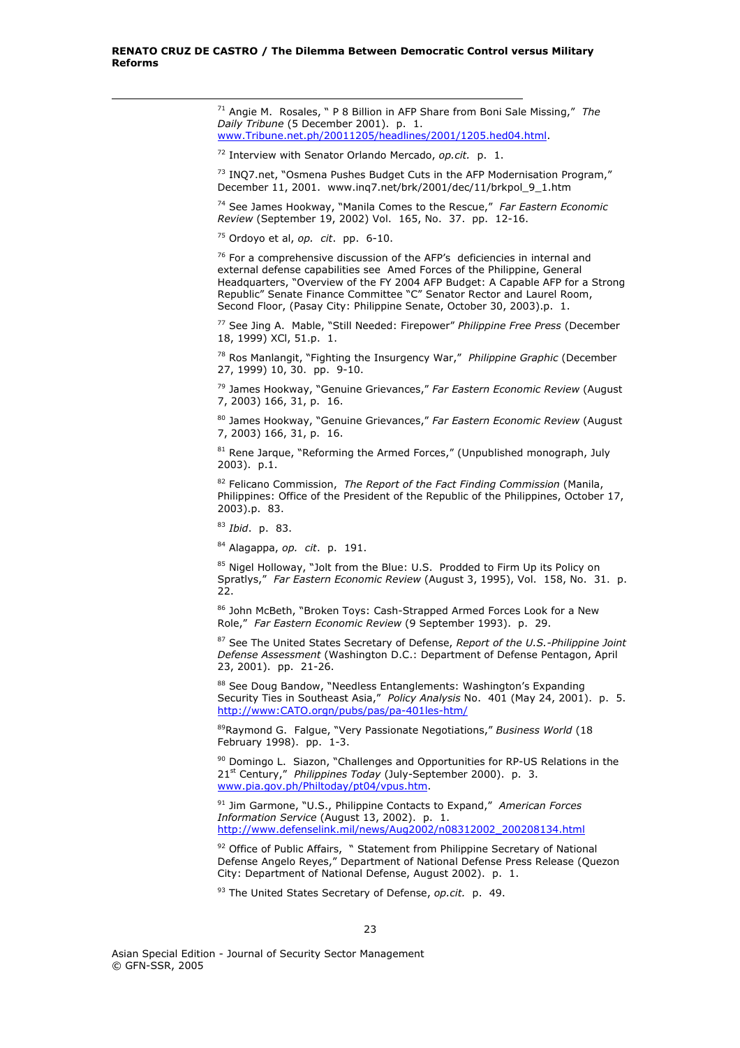[71] Angie M. Rosales, " P 8 Billion in AFP Share from Boni Sale Missing," *The Daily Tribune* (5 December 2001). p. 1. www.Tribune.net.ph/20011205/headlines/2001/1205.hed04.html.

[72] Interview with Senator Orlando Mercado, *op.cit.* p. 1.

[73] INQ7.net, "Osmena Pushes Budget Cuts in the AFP Modernisation Program," December 11, 2001. www.inq7.net/brk/2001/dec/11/brkpol_9_1.htm

[74] See James Hookway, "Manila Comes to the Rescue," *Far Eastern Economic Review* (September 19, 2002) Vol. 165, No. 37. pp. 12-16.

[75] Ordoyo et al, *op. cit*. pp. 6-10.

[76] For a comprehensive discussion of the AFP's deficiencies in internal and external defense capabilities see Amed Forces of the Philippine, General Headquarters, "Overview of the FY 2004 AFP Budget: A Capable AFP for a Strong Republic" Senate Finance Committee "C" Senator Rector and Laurel Room, Second Floor, (Pasay City: Philippine Senate, October 30, 2003).p. 1.

[77] See Jing A. Mable, "Still Needed: Firepower" *Philippine Free Press* (December 18, 1999) XCI, 51.p. 1.

[78] Ros Manlangit, "Fighting the Insurgency War," *Philippine Graphic* (December 27, 1999) 10, 30. pp. 9-10.

[79] James Hookway, "Genuine Grievances," *Far Eastern Economic Review* (August 7, 2003) 166, 31, p. 16.

[80] James Hookway, "Genuine Grievances," *Far Eastern Economic Review* (August 7, 2003) 166, 31, p. 16.

[81] Rene Jarque, "Reforming the Armed Forces," (Unpublished monograph, July 2003). p.1.

[82] Felicano Commission, *The Report of the Fact Finding Commission* (Manila, Philippines: Office of the President of the Republic of the Philippines, October 17, 2003).p. 83.

[83] *Ibid*. p. 83.

[84] Alagappa, *op. cit*. p. 191.

[85] Nigel Holloway, "Jolt from the Blue: U.S. Prodded to Firm Up its Policy on Spratlys," *Far Eastern Economic Review* (August 3, 1995), Vol. 158, No. 31. p. 22.

[86] John McBeth, "Broken Toys: Cash-Strapped Armed Forces Look for a New Role," *Far Eastern Economic Review* (9 September 1993). p. 29.

[87] See The United States Secretary of Defense, *Report of the U.S.-Philippine Joint Defense Assessment* (Washington D.C.: Department of Defense Pentagon, April 23, 2001). pp. 21-26.

[88] See Doug Bandow, "Needless Entanglements: Washington's Expanding Security Ties in Southeast Asia," *Policy Analysis* No. 401 (May 24, 2001). p. 5. http://www:CATO.orgn/pubs/pas/pa-401les-htm/

[89] Raymond G. Falgue, "Very Passionate Negotiations," *Business World* (18 February 1998). pp. 1-3.

[90] Domingo L. Siazon, "Challenges and Opportunities for RP-US Relations in the 21st Century," *Philippines Today* (July-September 2000). p. 3. www.pia.gov.ph/Philtoday/pt04/vpus.htm.

[91] Jim Garmone, "U.S., Philippine Contacts to Expand," *American Forces Information Service* (August 13, 2002). p. 1. http://www.defenselink.mil/news/Aug2002/n08312002_200208134.html

[92] Office of Public Affairs, " Statement from Philippine Secretary of National Defense Angelo Reyes," Department of National Defense Press Release (Quezon City: Department of National Defense, August 2002). p. 1.

[93] The United States Secretary of Defense, *op.cit.* p. 49.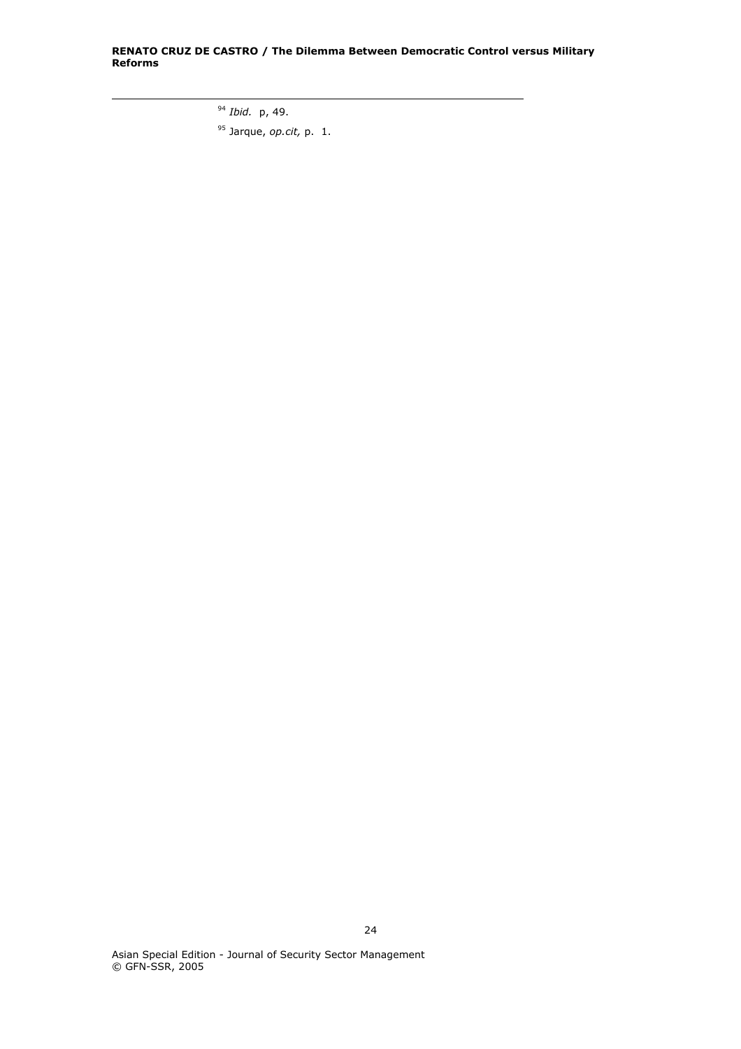[94] *Ibid.* p, 49.

[95] Jarque, *op.cit,* p. 1.